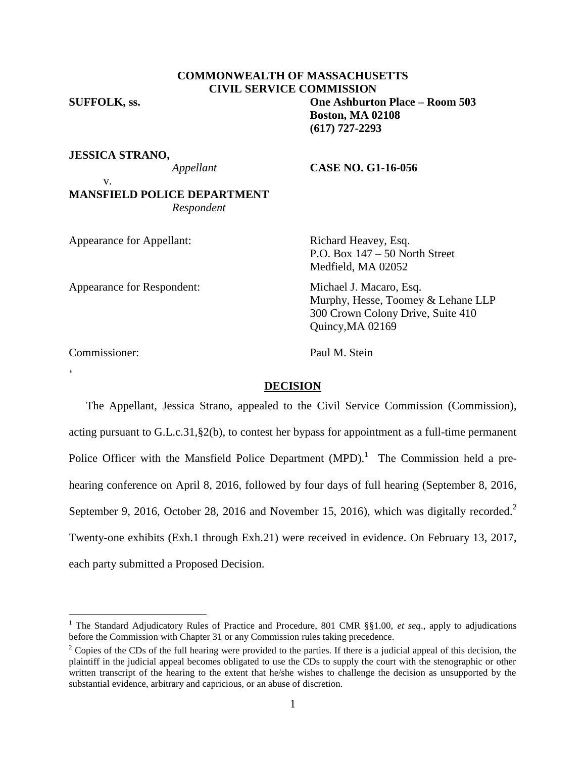**COMMONWEALTH OF MASSACHUSETTS**
**CIVIL SERVICE COMMISSION**

**SUFFOLK, ss.**

**One Ashburton Place – Room 503**
**Boston, MA 02108**
**(617) 727-2293**

**JESSICA STRANO,**
*Appellant*

v.

**CASE NO. G1-16-056**

**MANSFIELD POLICE DEPARTMENT**
*Respondent*

Appearance for Appellant: Richard Heavey, Esq.
P.O. Box 147 – 50 North Street
Medfield, MA 02052

Appearance for Respondent: Michael J. Macaro, Esq.
Murphy, Hesse, Toomey & Lehane LLP
300 Crown Colony Drive, Suite 410
Quincy,MA 02169

Commissioner: Paul M. Stein

'

## DECISION

The Appellant, Jessica Strano, appealed to the Civil Service Commission (Commission), acting pursuant to G.L.c.31,§2(b), to contest her bypass for appointment as a full-time permanent Police Officer with the Mansfield Police Department (MPD).[1] The Commission held a pre-hearing conference on April 8, 2016, followed by four days of full hearing (September 8, 2016, September 9, 2016, October 28, 2016 and November 15, 2016), which was digitally recorded.[2] Twenty-one exhibits (Exh.1 through Exh.21) were received in evidence. On February 13, 2017, each party submitted a Proposed Decision.

---

[1] The Standard Adjudicatory Rules of Practice and Procedure, 801 CMR §§1.00, *et seq*., apply to adjudications before the Commission with Chapter 31 or any Commission rules taking precedence.

[2] Copies of the CDs of the full hearing were provided to the parties. If there is a judicial appeal of this decision, the plaintiff in the judicial appeal becomes obligated to use the CDs to supply the court with the stenographic or other written transcript of the hearing to the extent that he/she wishes to challenge the decision as unsupported by the substantial evidence, arbitrary and capricious, or an abuse of discretion.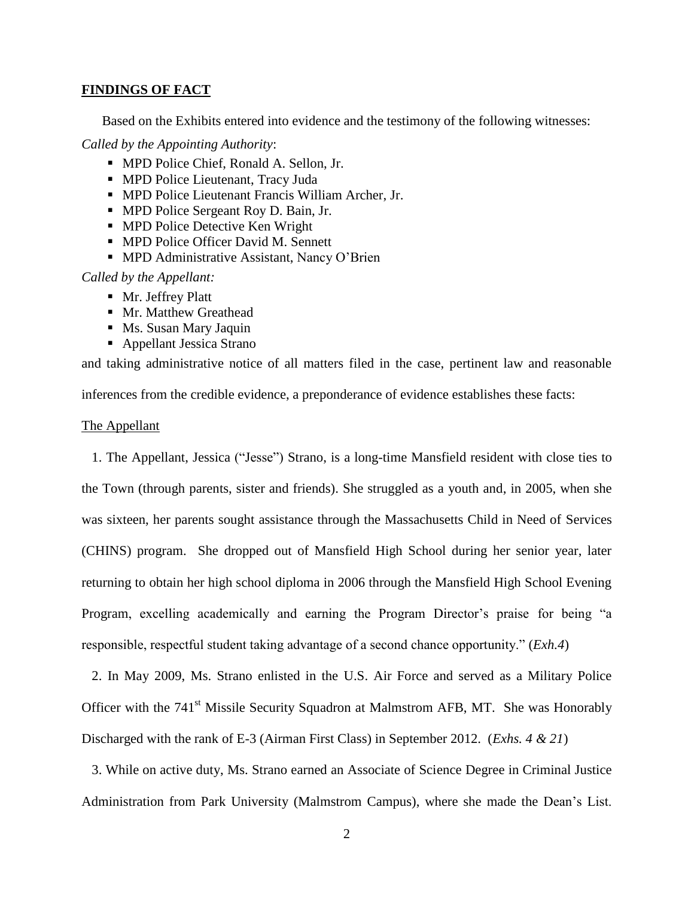## FINDINGS OF FACT

Based on the Exhibits entered into evidence and the testimony of the following witnesses:

*Called by the Appointing Authority*:

- MPD Police Chief, Ronald A. Sellon, Jr.
- MPD Police Lieutenant, Tracy Juda
- MPD Police Lieutenant Francis William Archer, Jr.
- MPD Police Sergeant Roy D. Bain, Jr.
- MPD Police Detective Ken Wright
- MPD Police Officer David M. Sennett
- MPD Administrative Assistant, Nancy O'Brien

*Called by the Appellant:*

- Mr. Jeffrey Platt
- Mr. Matthew Greathead
- Ms. Susan Mary Jaquin
- Appellant Jessica Strano

and taking administrative notice of all matters filed in the case, pertinent law and reasonable inferences from the credible evidence, a preponderance of evidence establishes these facts:

The Appellant

1. The Appellant, Jessica ("Jesse") Strano, is a long-time Mansfield resident with close ties to the Town (through parents, sister and friends). She struggled as a youth and, in 2005, when she was sixteen, her parents sought assistance through the Massachusetts Child in Need of Services (CHINS) program. She dropped out of Mansfield High School during her senior year, later returning to obtain her high school diploma in 2006 through the Mansfield High School Evening Program, excelling academically and earning the Program Director's praise for being "a responsible, respectful student taking advantage of a second chance opportunity." (*Exh.4*)

2. In May 2009, Ms. Strano enlisted in the U.S. Air Force and served as a Military Police Officer with the 741st Missile Security Squadron at Malmstrom AFB, MT. She was Honorably Discharged with the rank of E-3 (Airman First Class) in September 2012. (*Exhs. 4 & 21*)

3. While on active duty, Ms. Strano earned an Associate of Science Degree in Criminal Justice Administration from Park University (Malmstrom Campus), where she made the Dean's List.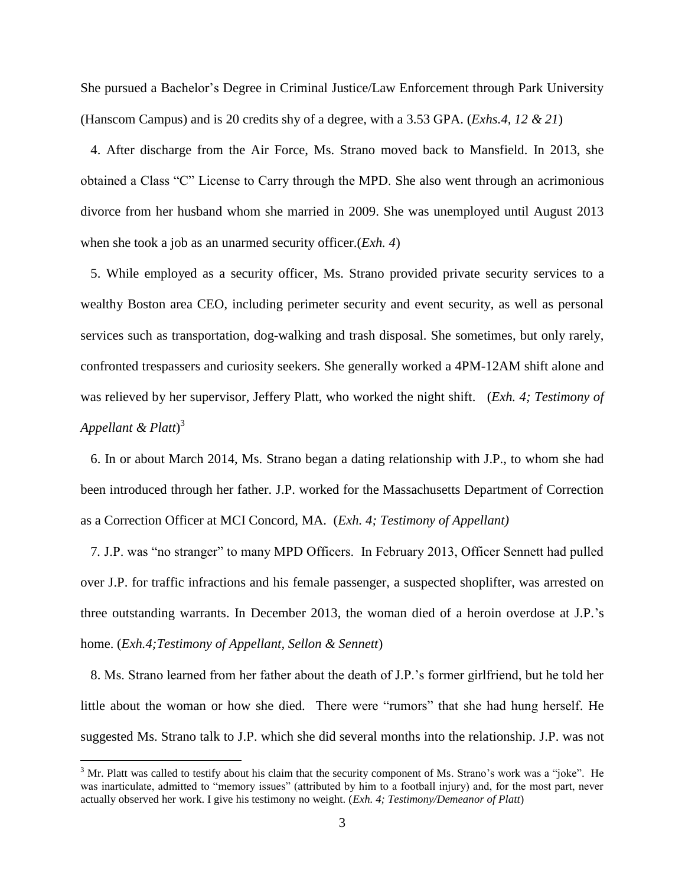She pursued a Bachelor's Degree in Criminal Justice/Law Enforcement through Park University (Hanscom Campus) and is 20 credits shy of a degree, with a 3.53 GPA. (*Exhs.4, 12 & 21*)

4. After discharge from the Air Force, Ms. Strano moved back to Mansfield. In 2013, she obtained a Class "C" License to Carry through the MPD. She also went through an acrimonious divorce from her husband whom she married in 2009. She was unemployed until August 2013 when she took a job as an unarmed security officer.(*Exh. 4*)

5. While employed as a security officer, Ms. Strano provided private security services to a wealthy Boston area CEO, including perimeter security and event security, as well as personal services such as transportation, dog-walking and trash disposal. She sometimes, but only rarely, confronted trespassers and curiosity seekers. She generally worked a 4PM-12AM shift alone and was relieved by her supervisor, Jeffery Platt, who worked the night shift. (*Exh. 4; Testimony of Appellant & Platt*)[3]

6. In or about March 2014, Ms. Strano began a dating relationship with J.P., to whom she had been introduced through her father. J.P. worked for the Massachusetts Department of Correction as a Correction Officer at MCI Concord, MA. (*Exh. 4; Testimony of Appellant)*

7. J.P. was "no stranger" to many MPD Officers. In February 2013, Officer Sennett had pulled over J.P. for traffic infractions and his female passenger, a suspected shoplifter, was arrested on three outstanding warrants. In December 2013, the woman died of a heroin overdose at J.P.'s home. (*Exh.4;Testimony of Appellant, Sellon & Sennett*)

8. Ms. Strano learned from her father about the death of J.P.'s former girlfriend, but he told her little about the woman or how she died. There were "rumors" that she had hung herself. He suggested Ms. Strano talk to J.P. which she did several months into the relationship. J.P. was not

---

[3] Mr. Platt was called to testify about his claim that the security component of Ms. Strano's work was a "joke". He was inarticulate, admitted to "memory issues" (attributed by him to a football injury) and, for the most part, never actually observed her work. I give his testimony no weight. (*Exh. 4; Testimony/Demeanor of Platt*)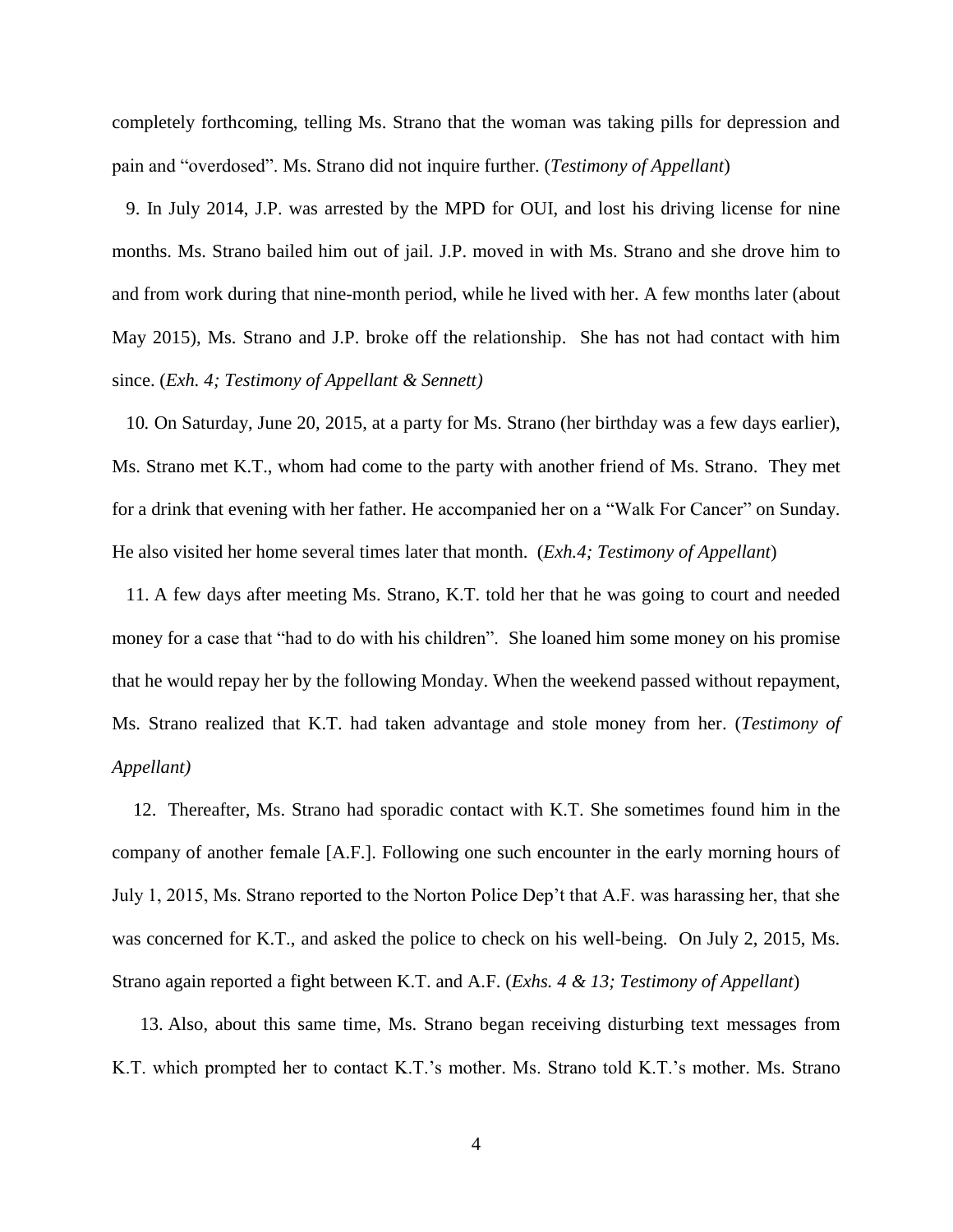completely forthcoming, telling Ms. Strano that the woman was taking pills for depression and pain and "overdosed". Ms. Strano did not inquire further. (*Testimony of Appellant*)

9. In July 2014, J.P. was arrested by the MPD for OUI, and lost his driving license for nine months. Ms. Strano bailed him out of jail. J.P. moved in with Ms. Strano and she drove him to and from work during that nine-month period, while he lived with her. A few months later (about May 2015), Ms. Strano and J.P. broke off the relationship. She has not had contact with him since. (*Exh. 4; Testimony of Appellant & Sennett)*

10. On Saturday, June 20, 2015, at a party for Ms. Strano (her birthday was a few days earlier), Ms. Strano met K.T., whom had come to the party with another friend of Ms. Strano. They met for a drink that evening with her father. He accompanied her on a "Walk For Cancer" on Sunday. He also visited her home several times later that month. (*Exh.4; Testimony of Appellant*)

11. A few days after meeting Ms. Strano, K.T. told her that he was going to court and needed money for a case that "had to do with his children". She loaned him some money on his promise that he would repay her by the following Monday. When the weekend passed without repayment, Ms. Strano realized that K.T. had taken advantage and stole money from her. (*Testimony of Appellant)*

12. Thereafter, Ms. Strano had sporadic contact with K.T. She sometimes found him in the company of another female [A.F.]. Following one such encounter in the early morning hours of July 1, 2015, Ms. Strano reported to the Norton Police Dep't that A.F. was harassing her, that she was concerned for K.T., and asked the police to check on his well-being. On July 2, 2015, Ms. Strano again reported a fight between K.T. and A.F. (*Exhs. 4 & 13; Testimony of Appellant*)

13. Also, about this same time, Ms. Strano began receiving disturbing text messages from K.T. which prompted her to contact K.T.'s mother. Ms. Strano told K.T.'s mother. Ms. Strano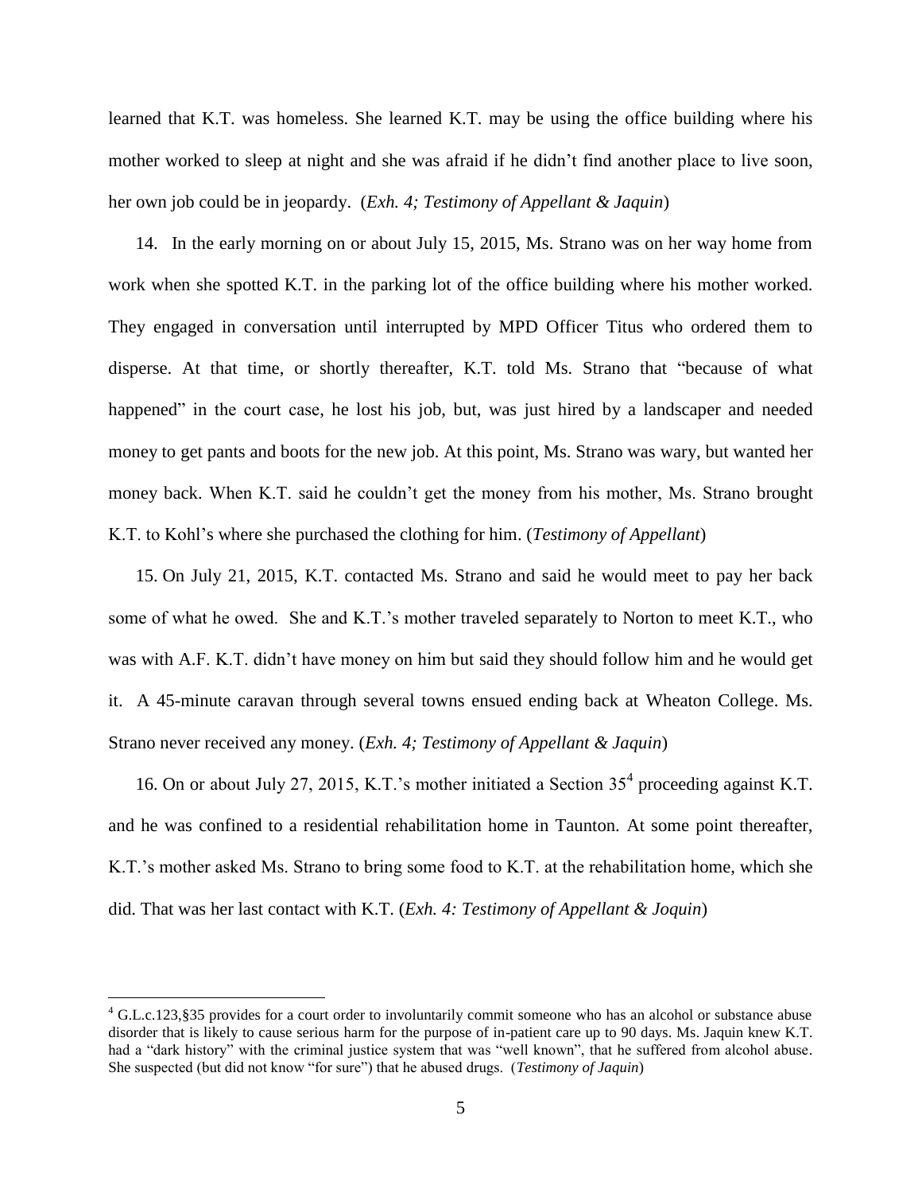learned that K.T. was homeless. She learned K.T. may be using the office building where his mother worked to sleep at night and she was afraid if he didn't find another place to live soon, her own job could be in jeopardy. (*Exh. 4; Testimony of Appellant & Jaquin*)

14. In the early morning on or about July 15, 2015, Ms. Strano was on her way home from work when she spotted K.T. in the parking lot of the office building where his mother worked. They engaged in conversation until interrupted by MPD Officer Titus who ordered them to disperse. At that time, or shortly thereafter, K.T. told Ms. Strano that "because of what happened" in the court case, he lost his job, but, was just hired by a landscaper and needed money to get pants and boots for the new job. At this point, Ms. Strano was wary, but wanted her money back. When K.T. said he couldn't get the money from his mother, Ms. Strano brought K.T. to Kohl's where she purchased the clothing for him. (*Testimony of Appellant*)

15. On July 21, 2015, K.T. contacted Ms. Strano and said he would meet to pay her back some of what he owed. She and K.T.'s mother traveled separately to Norton to meet K.T., who was with A.F. K.T. didn't have money on him but said they should follow him and he would get it. A 45-minute caravan through several towns ensued ending back at Wheaton College. Ms. Strano never received any money. (*Exh. 4; Testimony of Appellant & Jaquin*)

16. On or about July 27, 2015, K.T.'s mother initiated a Section 35[4] proceeding against K.T. and he was confined to a residential rehabilitation home in Taunton. At some point thereafter, K.T.'s mother asked Ms. Strano to bring some food to K.T. at the rehabilitation home, which she did. That was her last contact with K.T. (*Exh. 4: Testimony of Appellant & Joquin*)

---

[4] G.L.c.123,§35 provides for a court order to involuntarily commit someone who has an alcohol or substance abuse disorder that is likely to cause serious harm for the purpose of in-patient care up to 90 days. Ms. Jaquin knew K.T. had a "dark history" with the criminal justice system that was "well known", that he suffered from alcohol abuse. She suspected (but did not know "for sure") that he abused drugs. (*Testimony of Jaquin*)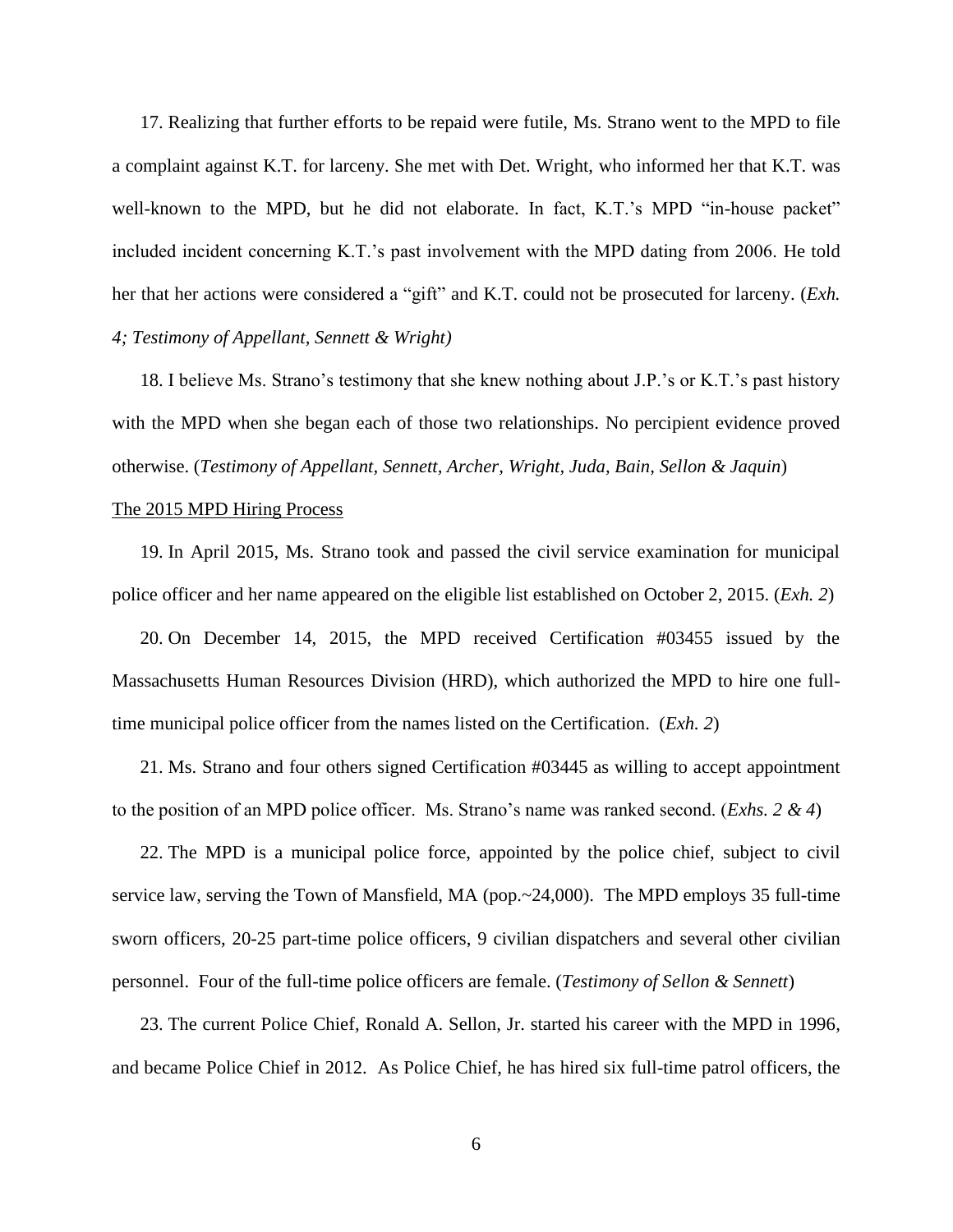17. Realizing that further efforts to be repaid were futile, Ms. Strano went to the MPD to file a complaint against K.T. for larceny. She met with Det. Wright, who informed her that K.T. was well-known to the MPD, but he did not elaborate. In fact, K.T.'s MPD "in-house packet" included incident concerning K.T.'s past involvement with the MPD dating from 2006. He told her that her actions were considered a "gift" and K.T. could not be prosecuted for larceny. (*Exh. 4; Testimony of Appellant, Sennett & Wright)*

18. I believe Ms. Strano's testimony that she knew nothing about J.P.'s or K.T.'s past history with the MPD when she began each of those two relationships. No percipient evidence proved otherwise. (*Testimony of Appellant, Sennett, Archer, Wright, Juda, Bain, Sellon & Jaquin*)

<u>The 2015 MPD Hiring Process</u>

19. In April 2015, Ms. Strano took and passed the civil service examination for municipal police officer and her name appeared on the eligible list established on October 2, 2015. (*Exh. 2*)

20. On December 14, 2015, the MPD received Certification #03455 issued by the Massachusetts Human Resources Division (HRD), which authorized the MPD to hire one full-time municipal police officer from the names listed on the Certification. (*Exh. 2*)

21. Ms. Strano and four others signed Certification #03445 as willing to accept appointment to the position of an MPD police officer. Ms. Strano's name was ranked second. (*Exhs. 2 & 4*)

22. The MPD is a municipal police force, appointed by the police chief, subject to civil service law, serving the Town of Mansfield, MA (pop.~24,000). The MPD employs 35 full-time sworn officers, 20-25 part-time police officers, 9 civilian dispatchers and several other civilian personnel. Four of the full-time police officers are female. (*Testimony of Sellon & Sennett*)

23. The current Police Chief, Ronald A. Sellon, Jr. started his career with the MPD in 1996, and became Police Chief in 2012. As Police Chief, he has hired six full-time patrol officers, the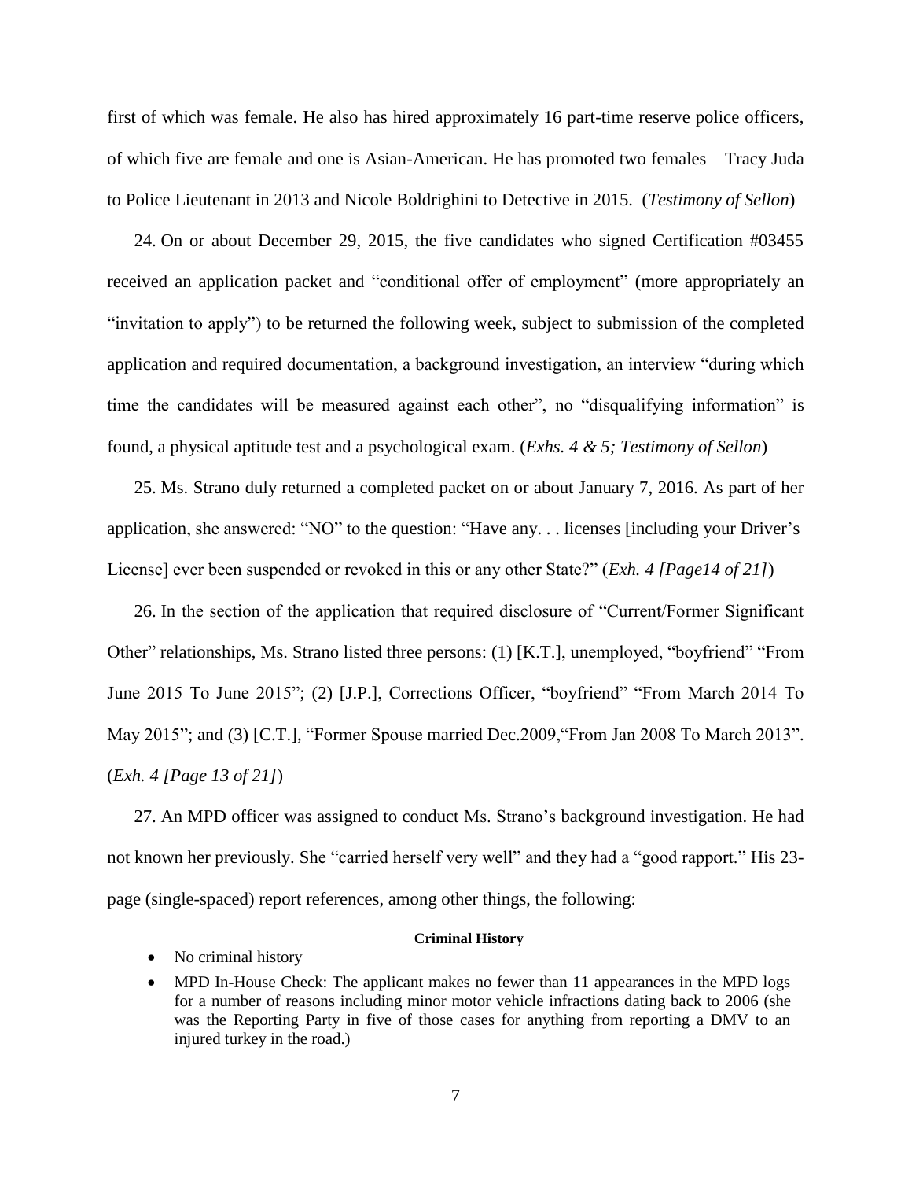first of which was female. He also has hired approximately 16 part-time reserve police officers, of which five are female and one is Asian-American. He has promoted two females – Tracy Juda to Police Lieutenant in 2013 and Nicole Boldrighini to Detective in 2015. (*Testimony of Sellon*)

24. On or about December 29, 2015, the five candidates who signed Certification #03455 received an application packet and "conditional offer of employment" (more appropriately an "invitation to apply") to be returned the following week, subject to submission of the completed application and required documentation, a background investigation, an interview "during which time the candidates will be measured against each other", no "disqualifying information" is found, a physical aptitude test and a psychological exam. (*Exhs. 4 & 5; Testimony of Sellon*)

25. Ms. Strano duly returned a completed packet on or about January 7, 2016. As part of her application, she answered: "NO" to the question: "Have any. . . licenses [including your Driver's License] ever been suspended or revoked in this or any other State?" (*Exh. 4 [Page14 of 21]*)

26. In the section of the application that required disclosure of "Current/Former Significant Other" relationships, Ms. Strano listed three persons: (1) [K.T.], unemployed, "boyfriend" "From June 2015 To June 2015"; (2) [J.P.], Corrections Officer, "boyfriend" "From March 2014 To May 2015"; and (3) [C.T.], "Former Spouse married Dec.2009,"From Jan 2008 To March 2013". (*Exh. 4 [Page 13 of 21]*)

27. An MPD officer was assigned to conduct Ms. Strano's background investigation. He had not known her previously. She "carried herself very well" and they had a "good rapport." His 23-page (single-spaced) report references, among other things, the following:

**Criminal History**

- No criminal history
- MPD In-House Check: The applicant makes no fewer than 11 appearances in the MPD logs for a number of reasons including minor motor vehicle infractions dating back to 2006 (she was the Reporting Party in five of those cases for anything from reporting a DMV to an injured turkey in the road.)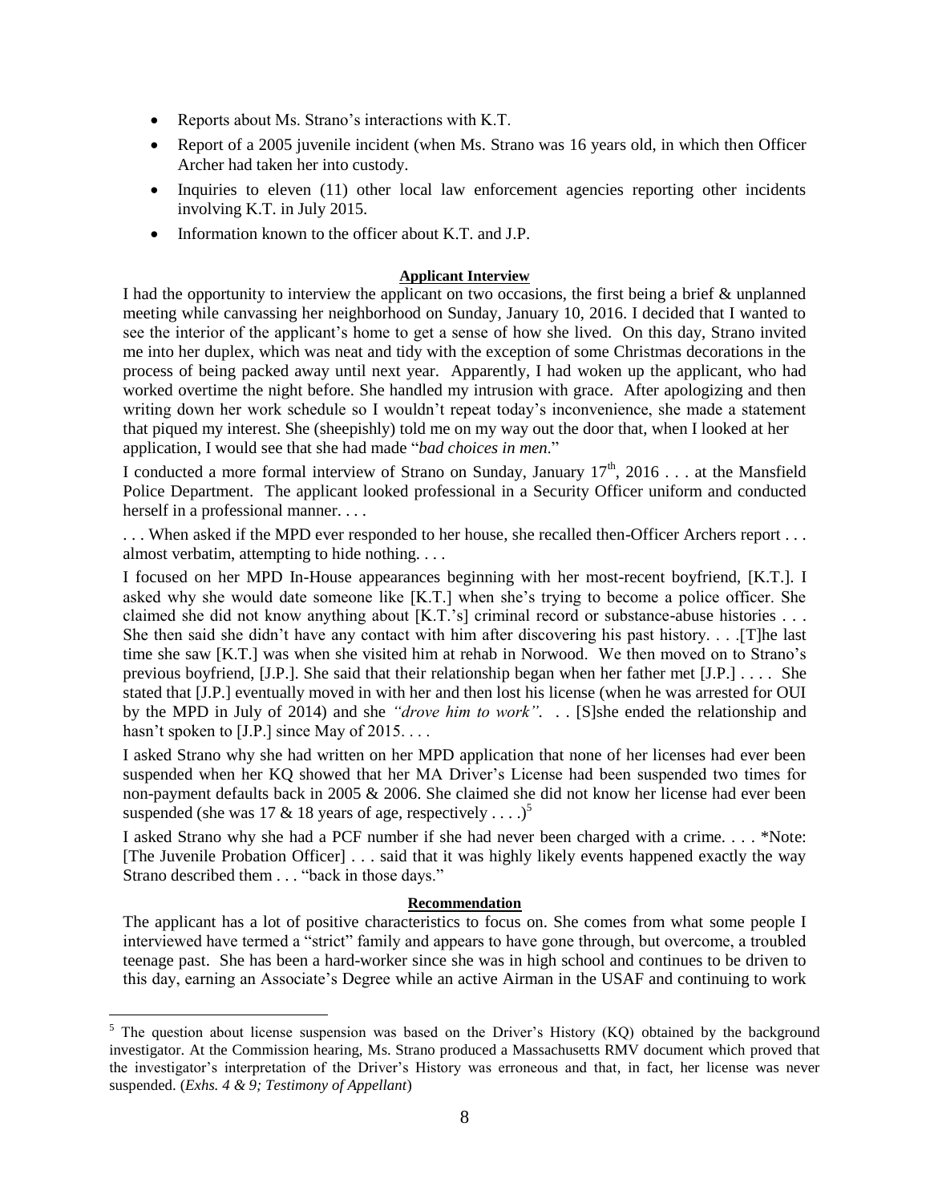- Reports about Ms. Strano's interactions with K.T.
- Report of a 2005 juvenile incident (when Ms. Strano was 16 years old, in which then Officer Archer had taken her into custody.
- Inquiries to eleven (11) other local law enforcement agencies reporting other incidents involving K.T. in July 2015.
- Information known to the officer about K.T. and J.P.

**Applicant Interview**

I had the opportunity to interview the applicant on two occasions, the first being a brief & unplanned meeting while canvassing her neighborhood on Sunday, January 10, 2016. I decided that I wanted to see the interior of the applicant's home to get a sense of how she lived. On this day, Strano invited me into her duplex, which was neat and tidy with the exception of some Christmas decorations in the process of being packed away until next year. Apparently, I had woken up the applicant, who had worked overtime the night before. She handled my intrusion with grace. After apologizing and then writing down her work schedule so I wouldn't repeat today's inconvenience, she made a statement that piqued my interest. She (sheepishly) told me on my way out the door that, when I looked at her application, I would see that she had made "*bad choices in men*."

I conducted a more formal interview of Strano on Sunday, January 17th, 2016 . . . at the Mansfield Police Department. The applicant looked professional in a Security Officer uniform and conducted herself in a professional manner. . . .

. . . When asked if the MPD ever responded to her house, she recalled then-Officer Archers report . . . almost verbatim, attempting to hide nothing. . . .

I focused on her MPD In-House appearances beginning with her most-recent boyfriend, [K.T.]. I asked why she would date someone like [K.T.] when she's trying to become a police officer. She claimed she did not know anything about [K.T.'s] criminal record or substance-abuse histories . . . She then said she didn't have any contact with him after discovering his past history. . . .[T]he last time she saw [K.T.] was when she visited him at rehab in Norwood. We then moved on to Strano's previous boyfriend, [J.P.]. She said that their relationship began when her father met [J.P.] . . . . She stated that [J.P.] eventually moved in with her and then lost his license (when he was arrested for OUI by the MPD in July of 2014) and she *"drove him to work"*. . . [S]she ended the relationship and hasn't spoken to [J.P.] since May of 2015. . . .

I asked Strano why she had written on her MPD application that none of her licenses had ever been suspended when her KQ showed that her MA Driver's License had been suspended two times for non-payment defaults back in 2005 & 2006. She claimed she did not know her license had ever been suspended (she was 17 & 18 years of age, respectively . . . .)[5]

I asked Strano why she had a PCF number if she had never been charged with a crime. . . . *Note: [The Juvenile Probation Officer] . . . said that it was highly likely events happened exactly the way Strano described them . . . "back in those days."

**Recommendation**

The applicant has a lot of positive characteristics to focus on. She comes from what some people I interviewed have termed a "strict" family and appears to have gone through, but overcome, a troubled teenage past. She has been a hard-worker since she was in high school and continues to be driven to this day, earning an Associate's Degree while an active Airman in the USAF and continuing to work

---

[5] The question about license suspension was based on the Driver's History (KQ) obtained by the background investigator. At the Commission hearing, Ms. Strano produced a Massachusetts RMV document which proved that the investigator's interpretation of the Driver's History was erroneous and that, in fact, her license was never suspended. (*Exhs. 4 & 9; Testimony of Appellant*)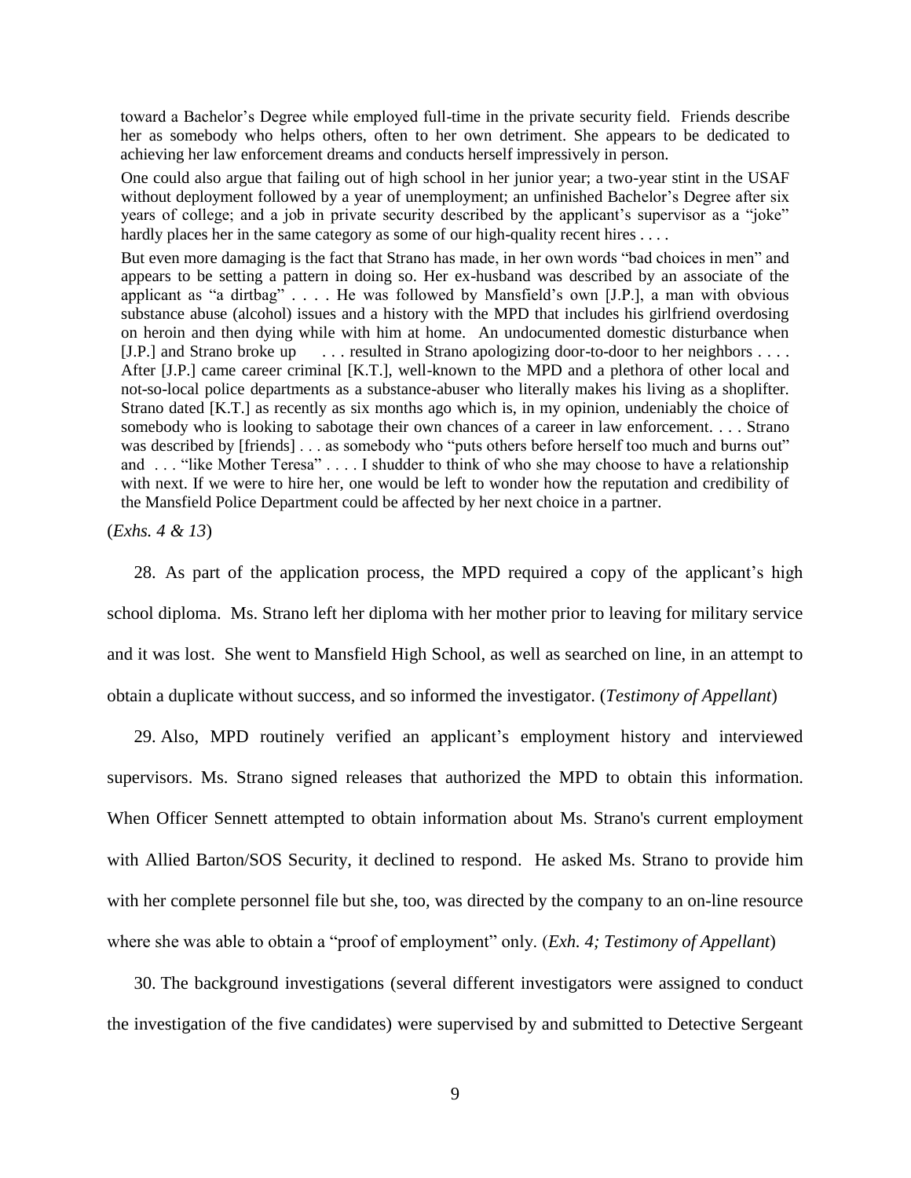> toward a Bachelor's Degree while employed full-time in the private security field. Friends describe her as somebody who helps others, often to her own detriment. She appears to be dedicated to achieving her law enforcement dreams and conducts herself impressively in person.
>
> One could also argue that failing out of high school in her junior year; a two-year stint in the USAF without deployment followed by a year of unemployment; an unfinished Bachelor's Degree after six years of college; and a job in private security described by the applicant's supervisor as a "joke" hardly places her in the same category as some of our high-quality recent hires . . . .
>
> But even more damaging is the fact that Strano has made, in her own words "bad choices in men" and appears to be setting a pattern in doing so. Her ex-husband was described by an associate of the applicant as "a dirtbag" . . . . He was followed by Mansfield's own [J.P.], a man with obvious substance abuse (alcohol) issues and a history with the MPD that includes his girlfriend overdosing on heroin and then dying while with him at home. An undocumented domestic disturbance when [J.P.] and Strano broke up . . . resulted in Strano apologizing door-to-door to her neighbors . . . . After [J.P.] came career criminal [K.T.], well-known to the MPD and a plethora of other local and not-so-local police departments as a substance-abuser who literally makes his living as a shoplifter. Strano dated [K.T.] as recently as six months ago which is, in my opinion, undeniably the choice of somebody who is looking to sabotage their own chances of a career in law enforcement. . . . Strano was described by [friends] . . . as somebody who "puts others before herself too much and burns out" and . . . "like Mother Teresa" . . . . I shudder to think of who she may choose to have a relationship with next. If we were to hire her, one would be left to wonder how the reputation and credibility of the Mansfield Police Department could be affected by her next choice in a partner.

(*Exhs. 4 & 13*)

28. As part of the application process, the MPD required a copy of the applicant's high school diploma. Ms. Strano left her diploma with her mother prior to leaving for military service and it was lost. She went to Mansfield High School, as well as searched on line, in an attempt to obtain a duplicate without success, and so informed the investigator. (*Testimony of Appellant*)

29. Also, MPD routinely verified an applicant's employment history and interviewed supervisors. Ms. Strano signed releases that authorized the MPD to obtain this information. When Officer Sennett attempted to obtain information about Ms. Strano's current employment with Allied Barton/SOS Security, it declined to respond. He asked Ms. Strano to provide him with her complete personnel file but she, too, was directed by the company to an on-line resource where she was able to obtain a "proof of employment" only. (*Exh. 4; Testimony of Appellant*)

30. The background investigations (several different investigators were assigned to conduct the investigation of the five candidates) were supervised by and submitted to Detective Sergeant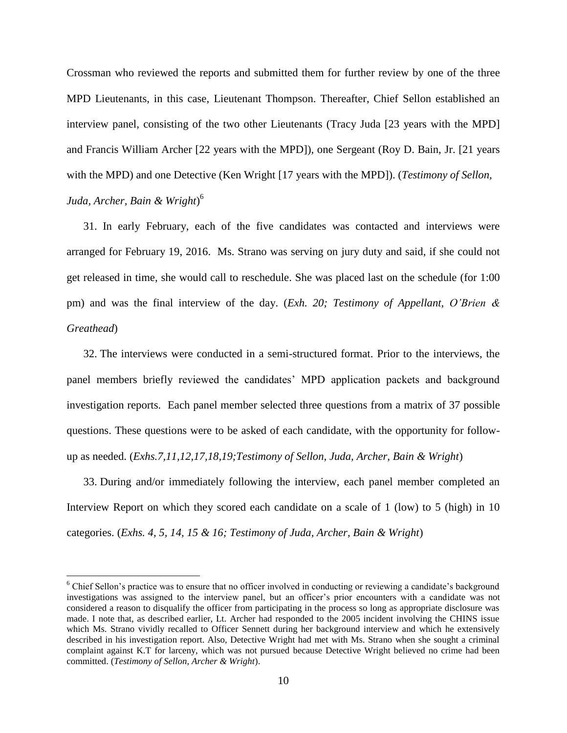Crossman who reviewed the reports and submitted them for further review by one of the three MPD Lieutenants, in this case, Lieutenant Thompson. Thereafter, Chief Sellon established an interview panel, consisting of the two other Lieutenants (Tracy Juda [23 years with the MPD] and Francis William Archer [22 years with the MPD]), one Sergeant (Roy D. Bain, Jr. [21 years with the MPD) and one Detective (Ken Wright [17 years with the MPD]). (*Testimony of Sellon, Juda, Archer, Bain & Wright*)[6]

31. In early February, each of the five candidates was contacted and interviews were arranged for February 19, 2016. Ms. Strano was serving on jury duty and said, if she could not get released in time, she would call to reschedule. She was placed last on the schedule (for 1:00 pm) and was the final interview of the day. (*Exh. 20; Testimony of Appellant, O'Brien & Greathead*)

32. The interviews were conducted in a semi-structured format. Prior to the interviews, the panel members briefly reviewed the candidates' MPD application packets and background investigation reports. Each panel member selected three questions from a matrix of 37 possible questions. These questions were to be asked of each candidate, with the opportunity for follow-up as needed. (*Exhs.7,11,12,17,18,19;Testimony of Sellon, Juda, Archer, Bain & Wright*)

33. During and/or immediately following the interview, each panel member completed an Interview Report on which they scored each candidate on a scale of 1 (low) to 5 (high) in 10 categories. (*Exhs. 4, 5, 14, 15 & 16; Testimony of Juda, Archer, Bain & Wright*)

---

[6] Chief Sellon's practice was to ensure that no officer involved in conducting or reviewing a candidate's background investigations was assigned to the interview panel, but an officer's prior encounters with a candidate was not considered a reason to disqualify the officer from participating in the process so long as appropriate disclosure was made. I note that, as described earlier, Lt. Archer had responded to the 2005 incident involving the CHINS issue which Ms. Strano vividly recalled to Officer Sennett during her background interview and which he extensively described in his investigation report. Also, Detective Wright had met with Ms. Strano when she sought a criminal complaint against K.T for larceny, which was not pursued because Detective Wright believed no crime had been committed. (*Testimony of Sellon, Archer & Wright*).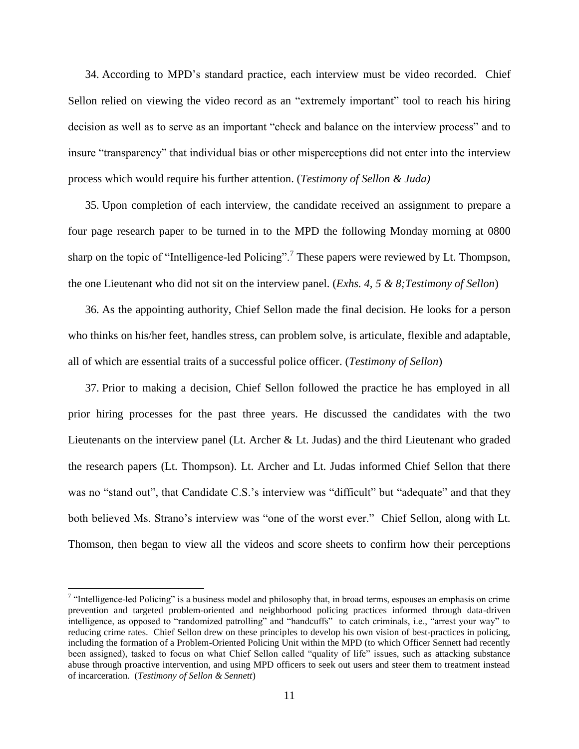34. According to MPD's standard practice, each interview must be video recorded. Chief Sellon relied on viewing the video record as an "extremely important" tool to reach his hiring decision as well as to serve as an important "check and balance on the interview process" and to insure "transparency" that individual bias or other misperceptions did not enter into the interview process which would require his further attention. (*Testimony of Sellon & Juda)*

35. Upon completion of each interview, the candidate received an assignment to prepare a four page research paper to be turned in to the MPD the following Monday morning at 0800 sharp on the topic of "Intelligence-led Policing".[7] These papers were reviewed by Lt. Thompson, the one Lieutenant who did not sit on the interview panel. (*Exhs. 4, 5 & 8;Testimony of Sellon*)

36. As the appointing authority, Chief Sellon made the final decision. He looks for a person who thinks on his/her feet, handles stress, can problem solve, is articulate, flexible and adaptable, all of which are essential traits of a successful police officer. (*Testimony of Sellon*)

37. Prior to making a decision, Chief Sellon followed the practice he has employed in all prior hiring processes for the past three years. He discussed the candidates with the two Lieutenants on the interview panel (Lt. Archer & Lt. Judas) and the third Lieutenant who graded the research papers (Lt. Thompson). Lt. Archer and Lt. Judas informed Chief Sellon that there was no "stand out", that Candidate C.S.'s interview was "difficult" but "adequate" and that they both believed Ms. Strano's interview was "one of the worst ever." Chief Sellon, along with Lt. Thomson, then began to view all the videos and score sheets to confirm how their perceptions

---

[7] "Intelligence-led Policing" is a business model and philosophy that, in broad terms, espouses an emphasis on crime prevention and targeted problem-oriented and neighborhood policing practices informed through data-driven intelligence, as opposed to "randomized patrolling" and "handcuffs" to catch criminals, i.e., "arrest your way" to reducing crime rates. Chief Sellon drew on these principles to develop his own vision of best-practices in policing, including the formation of a Problem-Oriented Policing Unit within the MPD (to which Officer Sennett had recently been assigned), tasked to focus on what Chief Sellon called "quality of life" issues, such as attacking substance abuse through proactive intervention, and using MPD officers to seek out users and steer them to treatment instead of incarceration. (*Testimony of Sellon & Sennett*)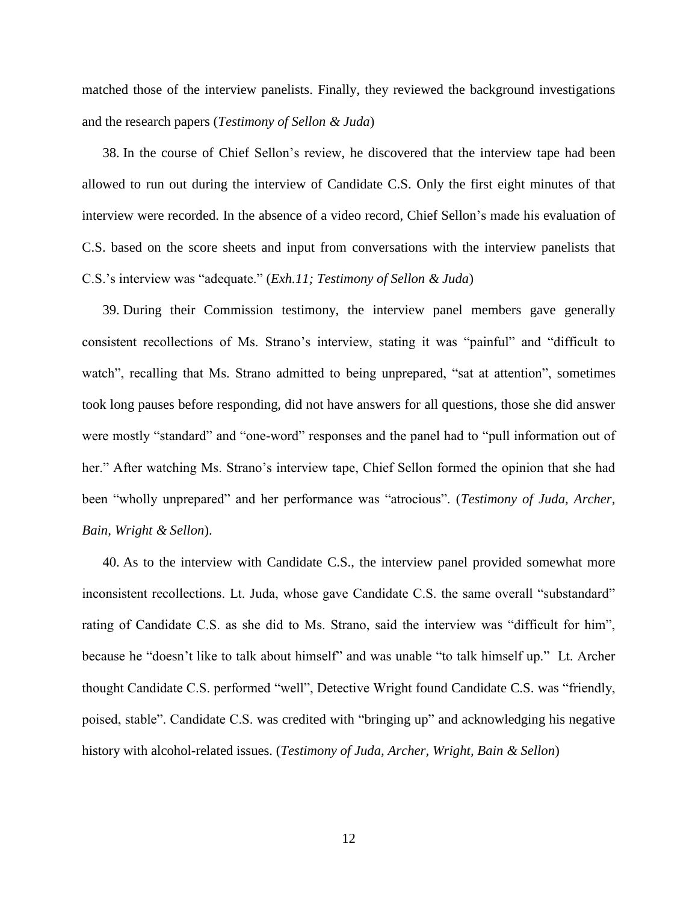matched those of the interview panelists. Finally, they reviewed the background investigations and the research papers (*Testimony of Sellon & Juda*)

38. In the course of Chief Sellon's review, he discovered that the interview tape had been allowed to run out during the interview of Candidate C.S. Only the first eight minutes of that interview were recorded. In the absence of a video record, Chief Sellon's made his evaluation of C.S. based on the score sheets and input from conversations with the interview panelists that C.S.'s interview was "adequate." (*Exh.11; Testimony of Sellon & Juda*)

39. During their Commission testimony, the interview panel members gave generally consistent recollections of Ms. Strano's interview, stating it was "painful" and "difficult to watch", recalling that Ms. Strano admitted to being unprepared, "sat at attention", sometimes took long pauses before responding, did not have answers for all questions, those she did answer were mostly "standard" and "one-word" responses and the panel had to "pull information out of her." After watching Ms. Strano's interview tape, Chief Sellon formed the opinion that she had been "wholly unprepared" and her performance was "atrocious". (*Testimony of Juda, Archer, Bain, Wright & Sellon*).

40. As to the interview with Candidate C.S., the interview panel provided somewhat more inconsistent recollections. Lt. Juda, whose gave Candidate C.S. the same overall "substandard" rating of Candidate C.S. as she did to Ms. Strano, said the interview was "difficult for him", because he "doesn't like to talk about himself" and was unable "to talk himself up." Lt. Archer thought Candidate C.S. performed "well", Detective Wright found Candidate C.S. was "friendly, poised, stable". Candidate C.S. was credited with "bringing up" and acknowledging his negative history with alcohol-related issues. (*Testimony of Juda, Archer, Wright, Bain & Sellon*)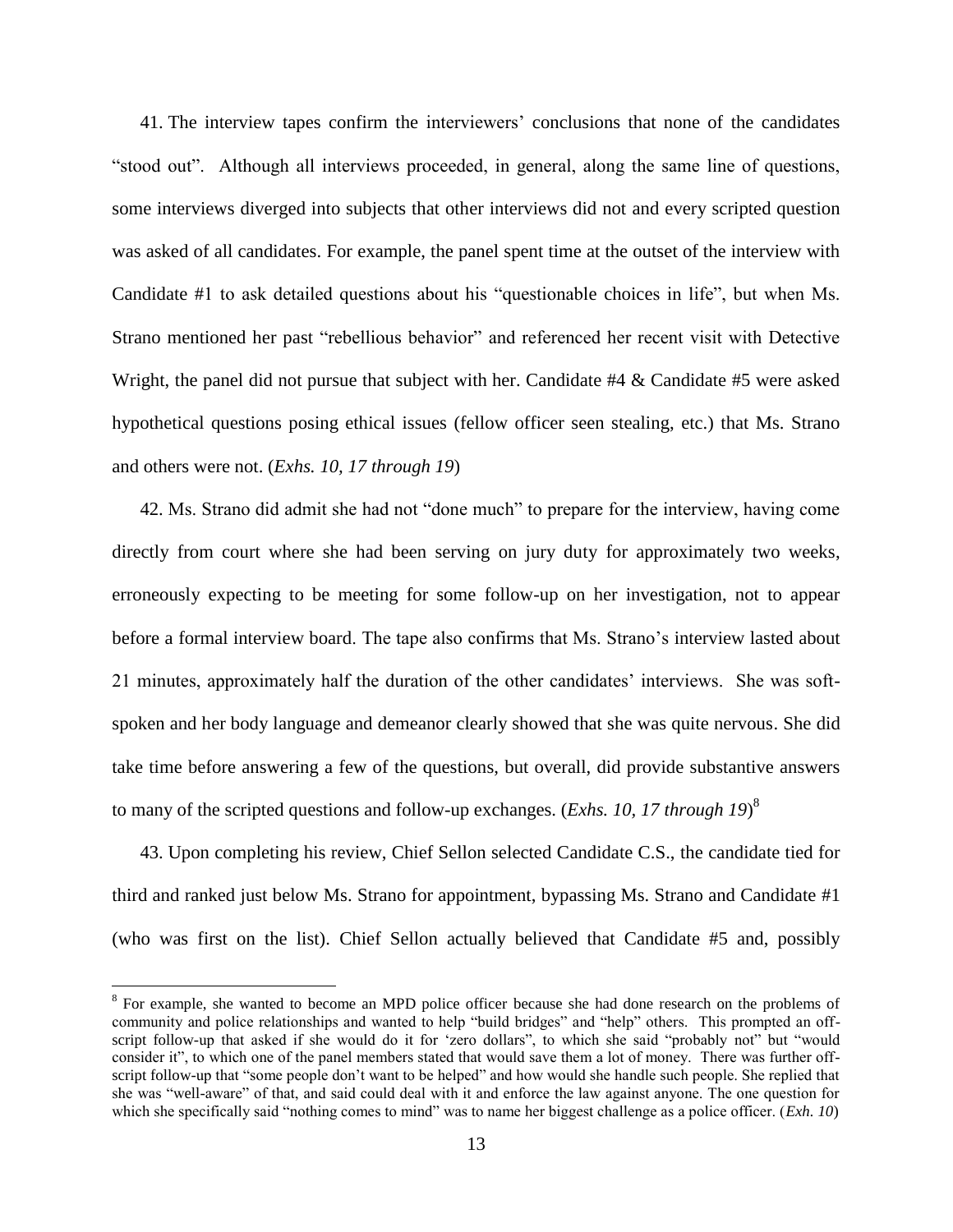41. The interview tapes confirm the interviewers' conclusions that none of the candidates "stood out". Although all interviews proceeded, in general, along the same line of questions, some interviews diverged into subjects that other interviews did not and every scripted question was asked of all candidates. For example, the panel spent time at the outset of the interview with Candidate #1 to ask detailed questions about his "questionable choices in life", but when Ms. Strano mentioned her past "rebellious behavior" and referenced her recent visit with Detective Wright, the panel did not pursue that subject with her. Candidate #4 & Candidate #5 were asked hypothetical questions posing ethical issues (fellow officer seen stealing, etc.) that Ms. Strano and others were not. (*Exhs. 10, 17 through 19*)

42. Ms. Strano did admit she had not "done much" to prepare for the interview, having come directly from court where she had been serving on jury duty for approximately two weeks, erroneously expecting to be meeting for some follow-up on her investigation, not to appear before a formal interview board. The tape also confirms that Ms. Strano's interview lasted about 21 minutes, approximately half the duration of the other candidates' interviews. She was soft-spoken and her body language and demeanor clearly showed that she was quite nervous. She did take time before answering a few of the questions, but overall, did provide substantive answers to many of the scripted questions and follow-up exchanges. (*Exhs. 10, 17 through 19*)[8]

43. Upon completing his review, Chief Sellon selected Candidate C.S., the candidate tied for third and ranked just below Ms. Strano for appointment, bypassing Ms. Strano and Candidate #1 (who was first on the list). Chief Sellon actually believed that Candidate #5 and, possibly

[8] For example, she wanted to become an MPD police officer because she had done research on the problems of community and police relationships and wanted to help "build bridges" and "help" others. This prompted an off-script follow-up that asked if she would do it for 'zero dollars", to which she said "probably not" but "would consider it", to which one of the panel members stated that would save them a lot of money. There was further off-script follow-up that "some people don't want to be helped" and how would she handle such people. She replied that she was "well-aware" of that, and said could deal with it and enforce the law against anyone. The one question for which she specifically said "nothing comes to mind" was to name her biggest challenge as a police officer. (*Exh. 10*)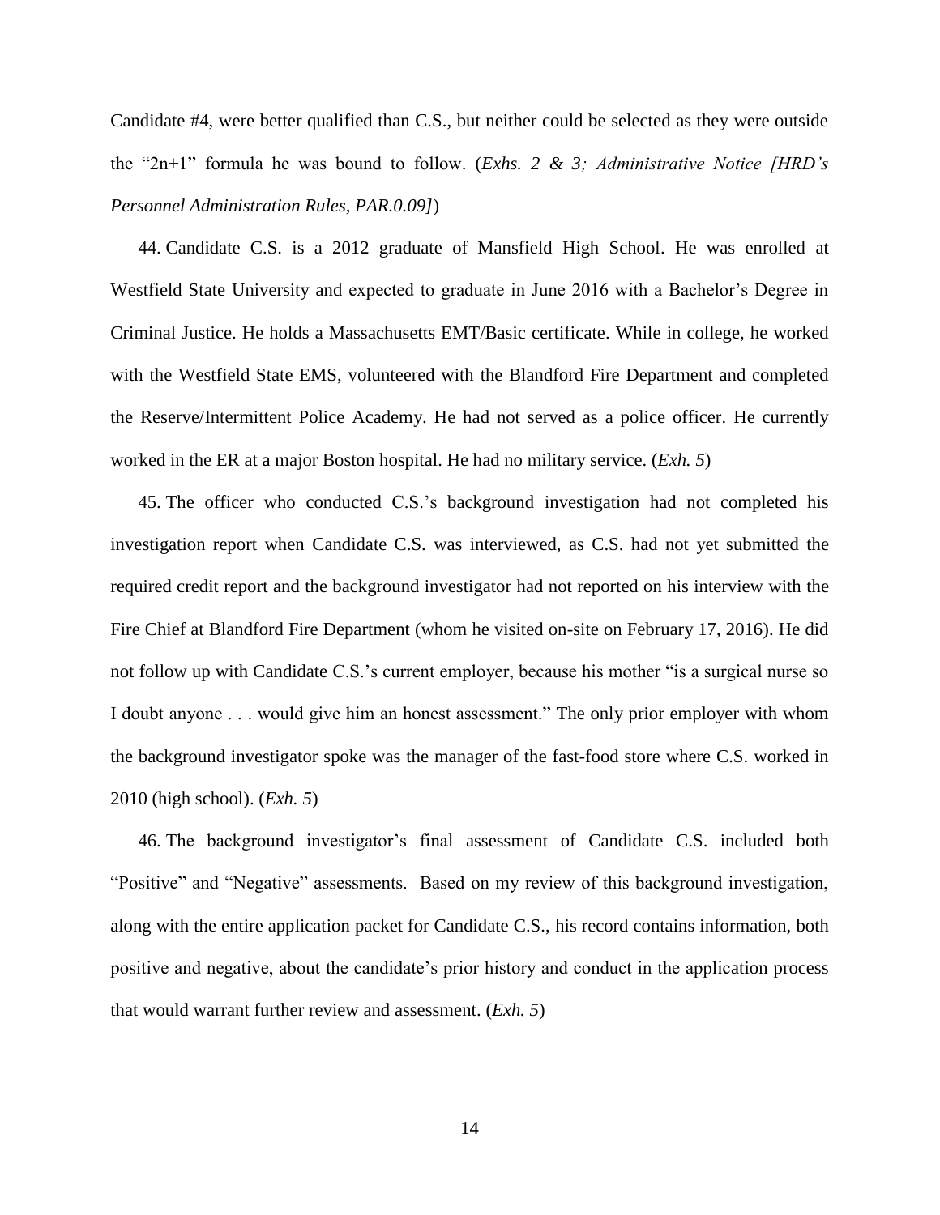Candidate #4, were better qualified than C.S., but neither could be selected as they were outside the "2n+1" formula he was bound to follow. (*Exhs. 2 & 3; Administrative Notice [HRD's Personnel Administration Rules, PAR.0.09]*)

44. Candidate C.S. is a 2012 graduate of Mansfield High School. He was enrolled at Westfield State University and expected to graduate in June 2016 with a Bachelor's Degree in Criminal Justice. He holds a Massachusetts EMT/Basic certificate. While in college, he worked with the Westfield State EMS, volunteered with the Blandford Fire Department and completed the Reserve/Intermittent Police Academy. He had not served as a police officer. He currently worked in the ER at a major Boston hospital. He had no military service. (*Exh. 5*)

45. The officer who conducted C.S.'s background investigation had not completed his investigation report when Candidate C.S. was interviewed, as C.S. had not yet submitted the required credit report and the background investigator had not reported on his interview with the Fire Chief at Blandford Fire Department (whom he visited on-site on February 17, 2016). He did not follow up with Candidate C.S.'s current employer, because his mother "is a surgical nurse so I doubt anyone . . . would give him an honest assessment." The only prior employer with whom the background investigator spoke was the manager of the fast-food store where C.S. worked in 2010 (high school). (*Exh. 5*)

46. The background investigator's final assessment of Candidate C.S. included both "Positive" and "Negative" assessments. Based on my review of this background investigation, along with the entire application packet for Candidate C.S., his record contains information, both positive and negative, about the candidate's prior history and conduct in the application process that would warrant further review and assessment. (*Exh. 5*)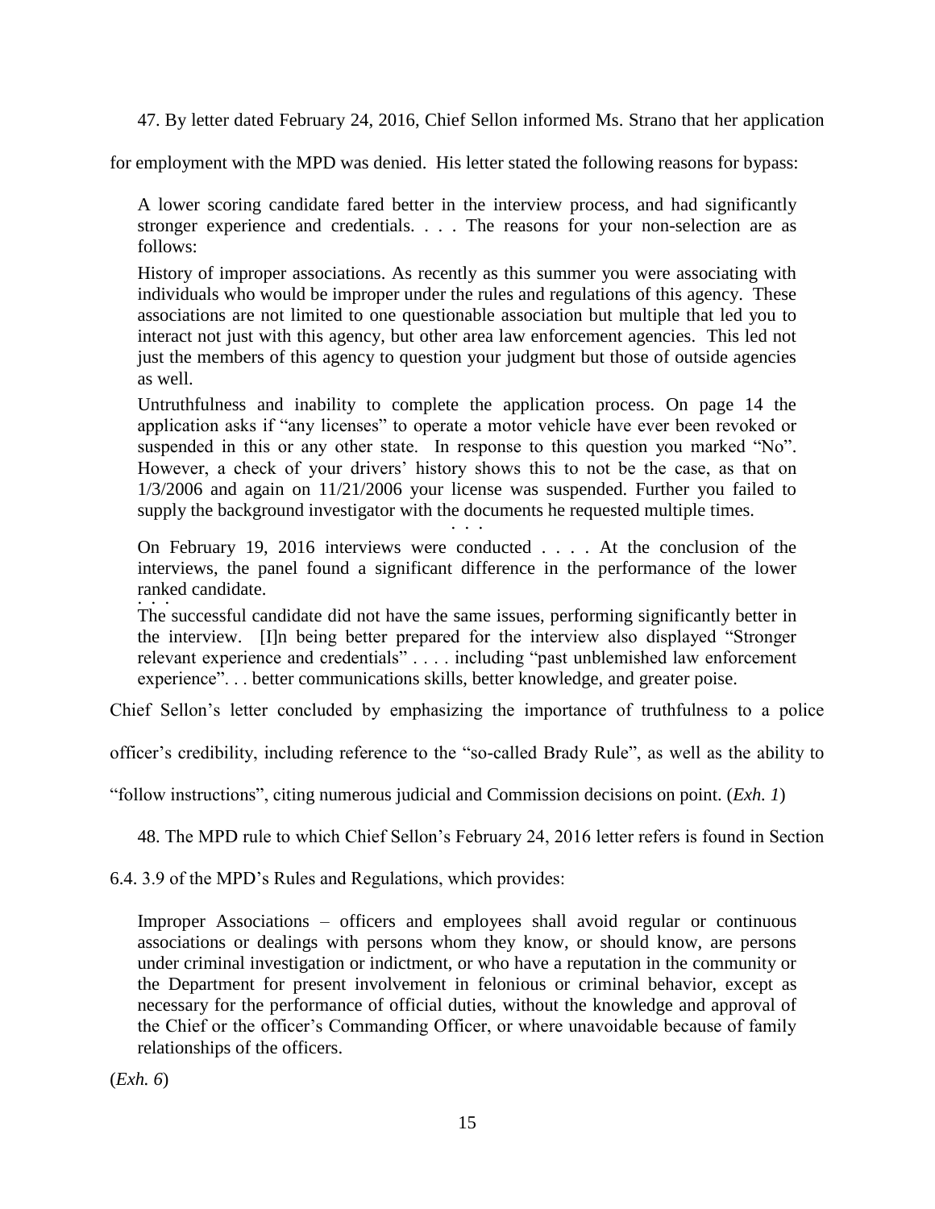47. By letter dated February 24, 2016, Chief Sellon informed Ms. Strano that her application for employment with the MPD was denied. His letter stated the following reasons for bypass:

> A lower scoring candidate fared better in the interview process, and had significantly stronger experience and credentials. . . . The reasons for your non-selection are as follows:
>
> History of improper associations. As recently as this summer you were associating with individuals who would be improper under the rules and regulations of this agency. These associations are not limited to one questionable association but multiple that led you to interact not just with this agency, but other area law enforcement agencies. This led not just the members of this agency to question your judgment but those of outside agencies as well.
>
> Untruthfulness and inability to complete the application process. On page 14 the application asks if "any licenses" to operate a motor vehicle have ever been revoked or suspended in this or any other state. In response to this question you marked "No". However, a check of your drivers' history shows this to not be the case, as that on 1/3/2006 and again on 11/21/2006 your license was suspended. Further you failed to supply the background investigator with the documents he requested multiple times.
>
> . . .
>
> On February 19, 2016 interviews were conducted . . . . At the conclusion of the interviews, the panel found a significant difference in the performance of the lower ranked candidate.
>
> . . .
>
> The successful candidate did not have the same issues, performing significantly better in the interview. [I]n being better prepared for the interview also displayed "Stronger relevant experience and credentials" . . . . including "past unblemished law enforcement experience". . . better communications skills, better knowledge, and greater poise.

Chief Sellon's letter concluded by emphasizing the importance of truthfulness to a police officer's credibility, including reference to the "so-called Brady Rule", as well as the ability to "follow instructions", citing numerous judicial and Commission decisions on point. (*Exh. 1*)

48. The MPD rule to which Chief Sellon's February 24, 2016 letter refers is found in Section 6.4. 3.9 of the MPD's Rules and Regulations, which provides:

> Improper Associations – officers and employees shall avoid regular or continuous associations or dealings with persons whom they know, or should know, are persons under criminal investigation or indictment, or who have a reputation in the community or the Department for present involvement in felonious or criminal behavior, except as necessary for the performance of official duties, without the knowledge and approval of the Chief or the officer's Commanding Officer, or where unavoidable because of family relationships of the officers.

(*Exh. 6*)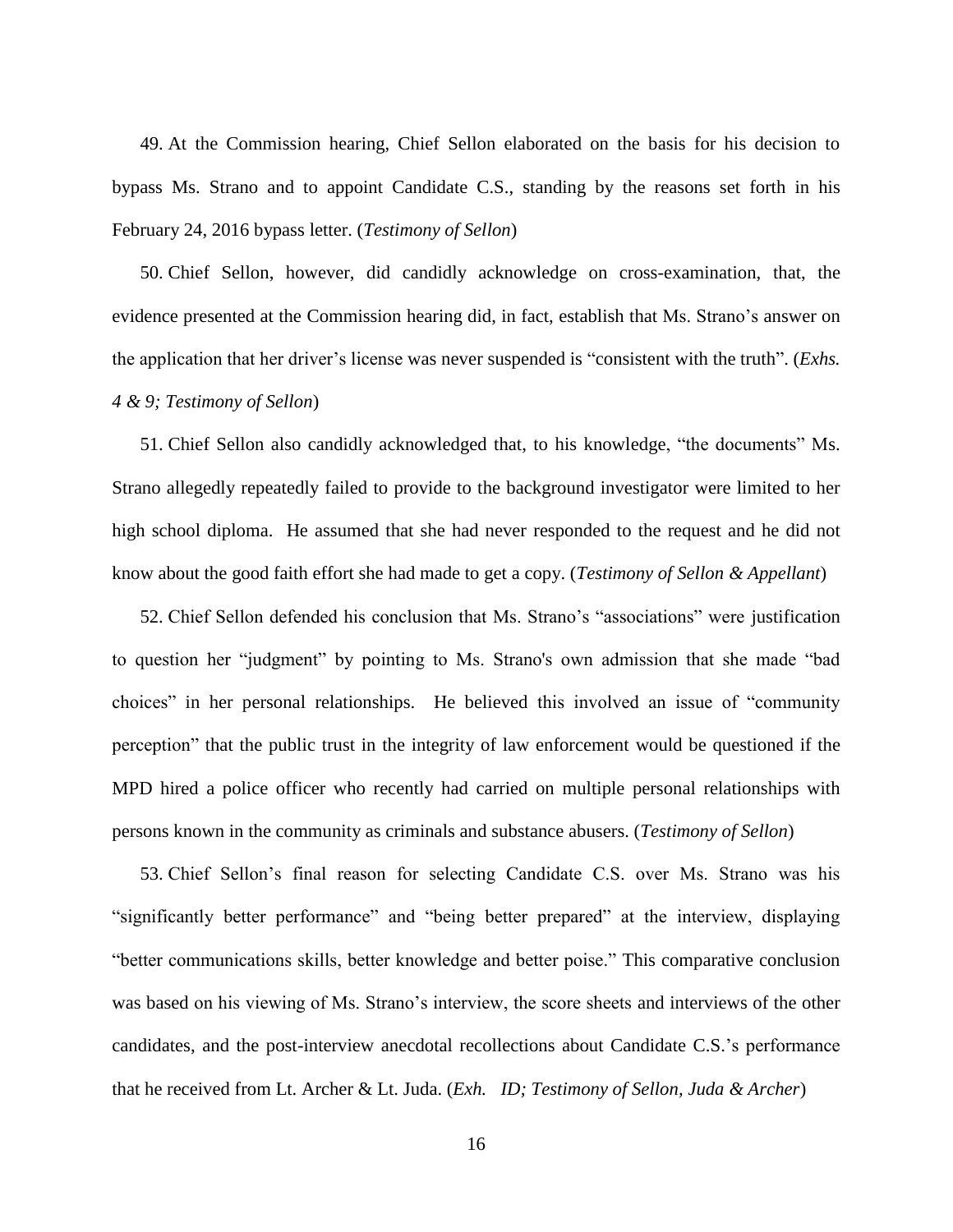49. At the Commission hearing, Chief Sellon elaborated on the basis for his decision to bypass Ms. Strano and to appoint Candidate C.S., standing by the reasons set forth in his February 24, 2016 bypass letter. (*Testimony of Sellon*)

50. Chief Sellon, however, did candidly acknowledge on cross-examination, that, the evidence presented at the Commission hearing did, in fact, establish that Ms. Strano's answer on the application that her driver's license was never suspended is "consistent with the truth". (*Exhs. 4 & 9; Testimony of Sellon*)

51. Chief Sellon also candidly acknowledged that, to his knowledge, "the documents" Ms. Strano allegedly repeatedly failed to provide to the background investigator were limited to her high school diploma. He assumed that she had never responded to the request and he did not know about the good faith effort she had made to get a copy. (*Testimony of Sellon & Appellant*)

52. Chief Sellon defended his conclusion that Ms. Strano's "associations" were justification to question her "judgment" by pointing to Ms. Strano's own admission that she made "bad choices" in her personal relationships. He believed this involved an issue of "community perception" that the public trust in the integrity of law enforcement would be questioned if the MPD hired a police officer who recently had carried on multiple personal relationships with persons known in the community as criminals and substance abusers. (*Testimony of Sellon*)

53. Chief Sellon's final reason for selecting Candidate C.S. over Ms. Strano was his "significantly better performance" and "being better prepared" at the interview, displaying "better communications skills, better knowledge and better poise." This comparative conclusion was based on his viewing of Ms. Strano's interview, the score sheets and interviews of the other candidates, and the post-interview anecdotal recollections about Candidate C.S.'s performance that he received from Lt. Archer & Lt. Juda. (*Exh. ID; Testimony of Sellon, Juda & Archer*)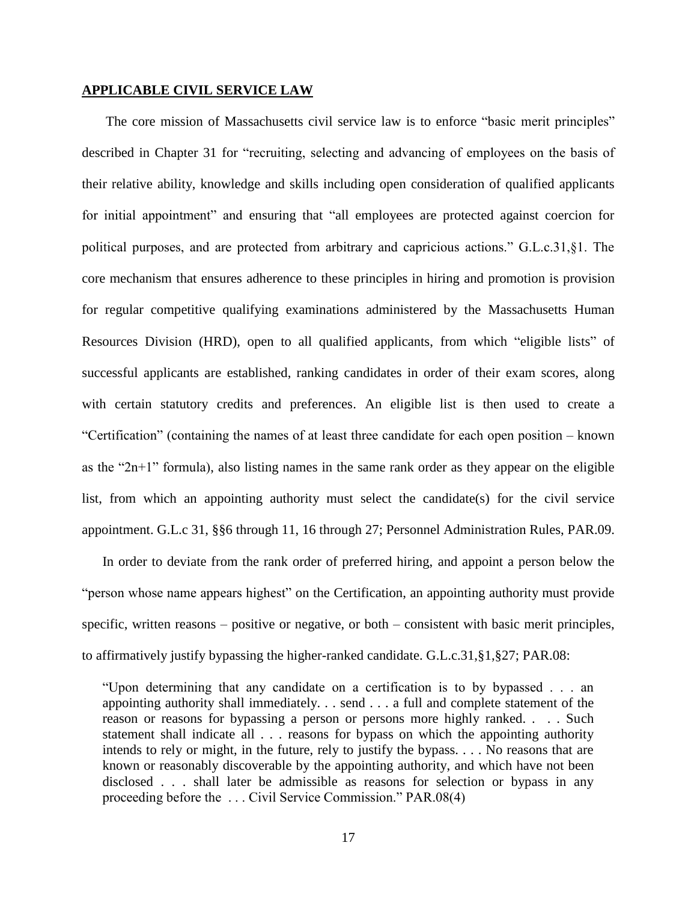## APPLICABLE CIVIL SERVICE LAW

The core mission of Massachusetts civil service law is to enforce "basic merit principles" described in Chapter 31 for "recruiting, selecting and advancing of employees on the basis of their relative ability, knowledge and skills including open consideration of qualified applicants for initial appointment" and ensuring that "all employees are protected against coercion for political purposes, and are protected from arbitrary and capricious actions." G.L.c.31,§1. The core mechanism that ensures adherence to these principles in hiring and promotion is provision for regular competitive qualifying examinations administered by the Massachusetts Human Resources Division (HRD), open to all qualified applicants, from which "eligible lists" of successful applicants are established, ranking candidates in order of their exam scores, along with certain statutory credits and preferences. An eligible list is then used to create a "Certification" (containing the names of at least three candidate for each open position – known as the "2n+1" formula), also listing names in the same rank order as they appear on the eligible list, from which an appointing authority must select the candidate(s) for the civil service appointment. G.L.c 31, §§6 through 11, 16 through 27; Personnel Administration Rules, PAR.09.

In order to deviate from the rank order of preferred hiring, and appoint a person below the "person whose name appears highest" on the Certification, an appointing authority must provide specific, written reasons – positive or negative, or both – consistent with basic merit principles, to affirmatively justify bypassing the higher-ranked candidate. G.L.c.31,§1,§27; PAR.08:

> "Upon determining that any candidate on a certification is to by bypassed . . . an appointing authority shall immediately. . . send . . . a full and complete statement of the reason or reasons for bypassing a person or persons more highly ranked. . . . Such statement shall indicate all . . . reasons for bypass on which the appointing authority intends to rely or might, in the future, rely to justify the bypass. . . . No reasons that are known or reasonably discoverable by the appointing authority, and which have not been disclosed . . . shall later be admissible as reasons for selection or bypass in any proceeding before the . . . Civil Service Commission." PAR.08(4)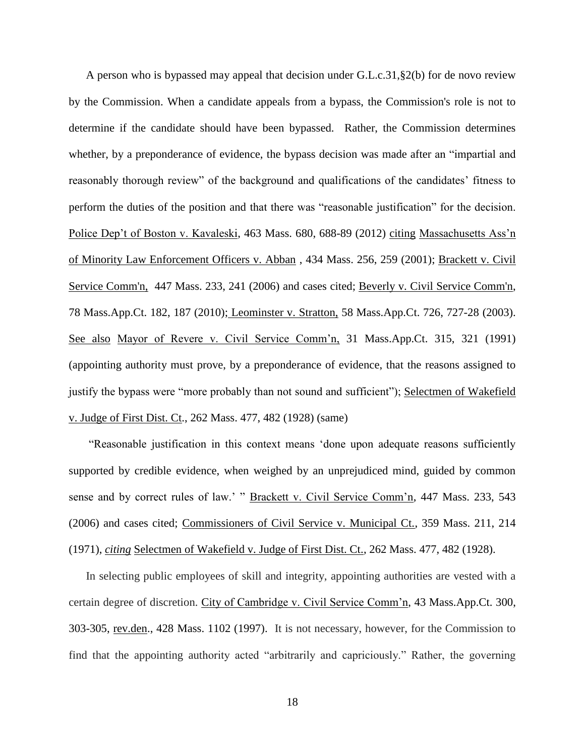A person who is bypassed may appeal that decision under G.L.c.31,§2(b) for de novo review by the Commission. When a candidate appeals from a bypass, the Commission's role is not to determine if the candidate should have been bypassed. Rather, the Commission determines whether, by a preponderance of evidence, the bypass decision was made after an "impartial and reasonably thorough review" of the background and qualifications of the candidates' fitness to perform the duties of the position and that there was "reasonable justification" for the decision. Police Dep't of Boston v. Kavaleski, 463 Mass. 680, 688-89 (2012) citing Massachusetts Ass'n of Minority Law Enforcement Officers v. Abban , 434 Mass. 256, 259 (2001); Brackett v. Civil Service Comm'n, 447 Mass. 233, 241 (2006) and cases cited; Beverly v. Civil Service Comm'n, 78 Mass.App.Ct. 182, 187 (2010); Leominster v. Stratton, 58 Mass.App.Ct. 726, 727-28 (2003). See also Mayor of Revere v. Civil Service Comm'n, 31 Mass.App.Ct. 315, 321 (1991) (appointing authority must prove, by a preponderance of evidence, that the reasons assigned to justify the bypass were "more probably than not sound and sufficient"); Selectmen of Wakefield v. Judge of First Dist. Ct., 262 Mass. 477, 482 (1928) (same)

"Reasonable justification in this context means 'done upon adequate reasons sufficiently supported by credible evidence, when weighed by an unprejudiced mind, guided by common sense and by correct rules of law.' " Brackett v. Civil Service Comm'n, 447 Mass. 233, 543 (2006) and cases cited; Commissioners of Civil Service v. Municipal Ct., 359 Mass. 211, 214 (1971), *citing* Selectmen of Wakefield v. Judge of First Dist. Ct., 262 Mass. 477, 482 (1928).

In selecting public employees of skill and integrity, appointing authorities are vested with a certain degree of discretion. City of Cambridge v. Civil Service Comm'n, 43 Mass.App.Ct. 300, 303-305, rev.den., 428 Mass. 1102 (1997). It is not necessary, however, for the Commission to find that the appointing authority acted "arbitrarily and capriciously." Rather, the governing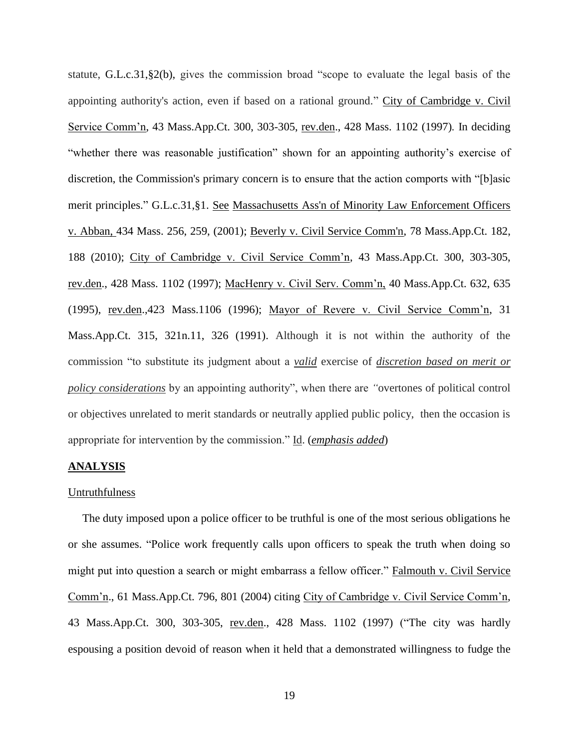statute, G.L.c.31,§2(b), gives the commission broad "scope to evaluate the legal basis of the appointing authority's action, even if based on a rational ground." City of Cambridge v. Civil Service Comm'n, 43 Mass.App.Ct. 300, 303-305, rev.den., 428 Mass. 1102 (1997). In deciding "whether there was reasonable justification" shown for an appointing authority's exercise of discretion, the Commission's primary concern is to ensure that the action comports with "[b]asic merit principles." G.L.c.31,§1. See Massachusetts Ass'n of Minority Law Enforcement Officers v. Abban, 434 Mass. 256, 259, (2001); Beverly v. Civil Service Comm'n, 78 Mass.App.Ct. 182, 188 (2010); City of Cambridge v. Civil Service Comm'n, 43 Mass.App.Ct. 300, 303-305, rev.den., 428 Mass. 1102 (1997); MacHenry v. Civil Serv. Comm'n, 40 Mass.App.Ct. 632, 635 (1995), rev.den.,423 Mass.1106 (1996); Mayor of Revere v. Civil Service Comm'n, 31 Mass.App.Ct. 315, 321n.11, 326 (1991). Although it is not within the authority of the commission "to substitute its judgment about a ***valid*** exercise of ***discretion based on merit or policy considerations*** by an appointing authority", when there are "overtones of political control or objectives unrelated to merit standards or neutrally applied public policy, then the occasion is appropriate for intervention by the commission." Id. (***emphasis added***)

## ANALYSIS

### Untruthfulness

The duty imposed upon a police officer to be truthful is one of the most serious obligations he or she assumes. "Police work frequently calls upon officers to speak the truth when doing so might put into question a search or might embarrass a fellow officer." Falmouth v. Civil Service Comm'n., 61 Mass.App.Ct. 796, 801 (2004) citing City of Cambridge v. Civil Service Comm'n, 43 Mass.App.Ct. 300, 303-305, rev.den., 428 Mass. 1102 (1997) ("The city was hardly espousing a position devoid of reason when it held that a demonstrated willingness to fudge the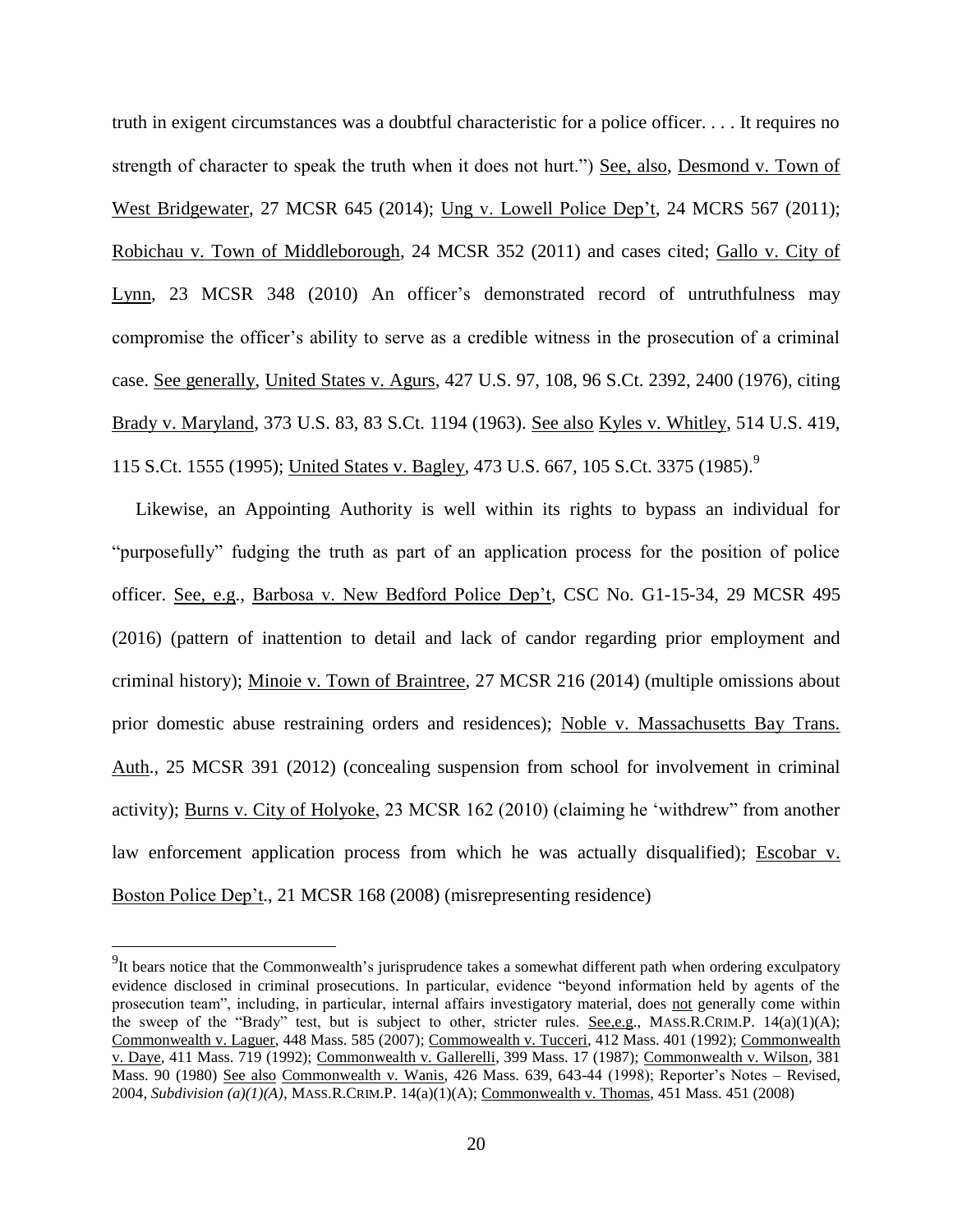truth in exigent circumstances was a doubtful characteristic for a police officer. . . . It requires no strength of character to speak the truth when it does not hurt.") See, also, Desmond v. Town of West Bridgewater, 27 MCSR 645 (2014); Ung v. Lowell Police Dep't, 24 MCRS 567 (2011); Robichau v. Town of Middleborough, 24 MCSR 352 (2011) and cases cited; Gallo v. City of Lynn, 23 MCSR 348 (2010) An officer's demonstrated record of untruthfulness may compromise the officer's ability to serve as a credible witness in the prosecution of a criminal case. See generally, United States v. Agurs, 427 U.S. 97, 108, 96 S.Ct. 2392, 2400 (1976), citing Brady v. Maryland, 373 U.S. 83, 83 S.Ct. 1194 (1963). See also Kyles v. Whitley, 514 U.S. 419, 115 S.Ct. 1555 (1995); United States v. Bagley, 473 U.S. 667, 105 S.Ct. 3375 (1985).[9]

Likewise, an Appointing Authority is well within its rights to bypass an individual for "purposefully" fudging the truth as part of an application process for the position of police officer. See, e.g., Barbosa v. New Bedford Police Dep't, CSC No. G1-15-34, 29 MCSR 495 (2016) (pattern of inattention to detail and lack of candor regarding prior employment and criminal history); Minoie v. Town of Braintree, 27 MCSR 216 (2014) (multiple omissions about prior domestic abuse restraining orders and residences); Noble v. Massachusetts Bay Trans. Auth., 25 MCSR 391 (2012) (concealing suspension from school for involvement in criminal activity); Burns v. City of Holyoke, 23 MCSR 162 (2010) (claiming he 'withdrew" from another law enforcement application process from which he was actually disqualified); Escobar v. Boston Police Dep't., 21 MCSR 168 (2008) (misrepresenting residence)

---

[9] It bears notice that the Commonwealth's jurisprudence takes a somewhat different path when ordering exculpatory evidence disclosed in criminal prosecutions. In particular, evidence "beyond information held by agents of the prosecution team", including, in particular, internal affairs investigatory material, does not generally come within the sweep of the "Brady" test, but is subject to other, stricter rules. See,e.g., MASS.R.CRIM.P. 14(a)(1)(A); Commonwealth v. Laguer, 448 Mass. 585 (2007); Commowealth v. Tucceri, 412 Mass. 401 (1992); Commonwealth v. Daye, 411 Mass. 719 (1992); Commonwealth v. Gallerelli, 399 Mass. 17 (1987); Commonwealth v. Wilson, 381 Mass. 90 (1980) See also Commonwealth v. Wanis, 426 Mass. 639, 643-44 (1998); Reporter's Notes – Revised, 2004, *Subdivision (a)(1)(A)*, MASS.R.CRIM.P. 14(a)(1)(A); Commonwealth v. Thomas, 451 Mass. 451 (2008)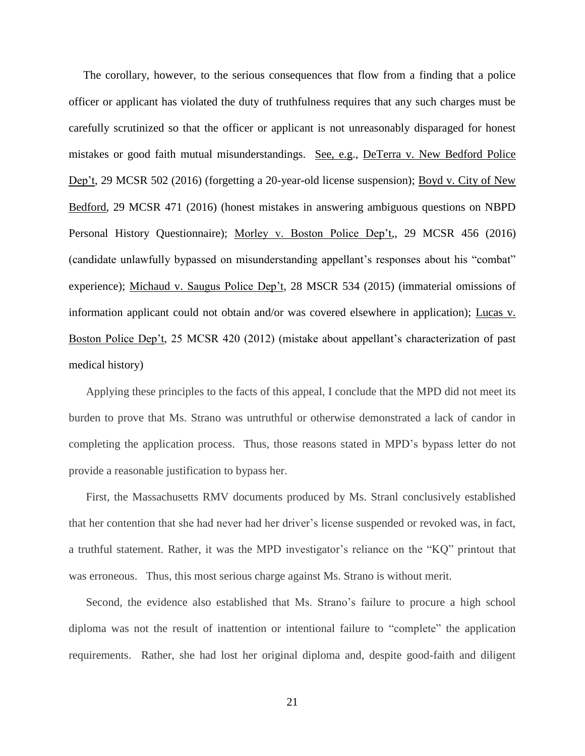The corollary, however, to the serious consequences that flow from a finding that a police officer or applicant has violated the duty of truthfulness requires that any such charges must be carefully scrutinized so that the officer or applicant is not unreasonably disparaged for honest mistakes or good faith mutual misunderstandings. See, e.g., DeTerra v. New Bedford Police Dep't, 29 MCSR 502 (2016) (forgetting a 20-year-old license suspension); Boyd v. City of New Bedford, 29 MCSR 471 (2016) (honest mistakes in answering ambiguous questions on NBPD Personal History Questionnaire); Morley v. Boston Police Dep't,, 29 MCSR 456 (2016) (candidate unlawfully bypassed on misunderstanding appellant's responses about his "combat" experience); Michaud v. Saugus Police Dep't, 28 MSCR 534 (2015) (immaterial omissions of information applicant could not obtain and/or was covered elsewhere in application); Lucas v. Boston Police Dep't, 25 MCSR 420 (2012) (mistake about appellant's characterization of past medical history)

Applying these principles to the facts of this appeal, I conclude that the MPD did not meet its burden to prove that Ms. Strano was untruthful or otherwise demonstrated a lack of candor in completing the application process. Thus, those reasons stated in MPD's bypass letter do not provide a reasonable justification to bypass her.

First, the Massachusetts RMV documents produced by Ms. Stranl conclusively established that her contention that she had never had her driver's license suspended or revoked was, in fact, a truthful statement. Rather, it was the MPD investigator's reliance on the "KQ" printout that was erroneous. Thus, this most serious charge against Ms. Strano is without merit.

Second, the evidence also established that Ms. Strano's failure to procure a high school diploma was not the result of inattention or intentional failure to "complete" the application requirements. Rather, she had lost her original diploma and, despite good-faith and diligent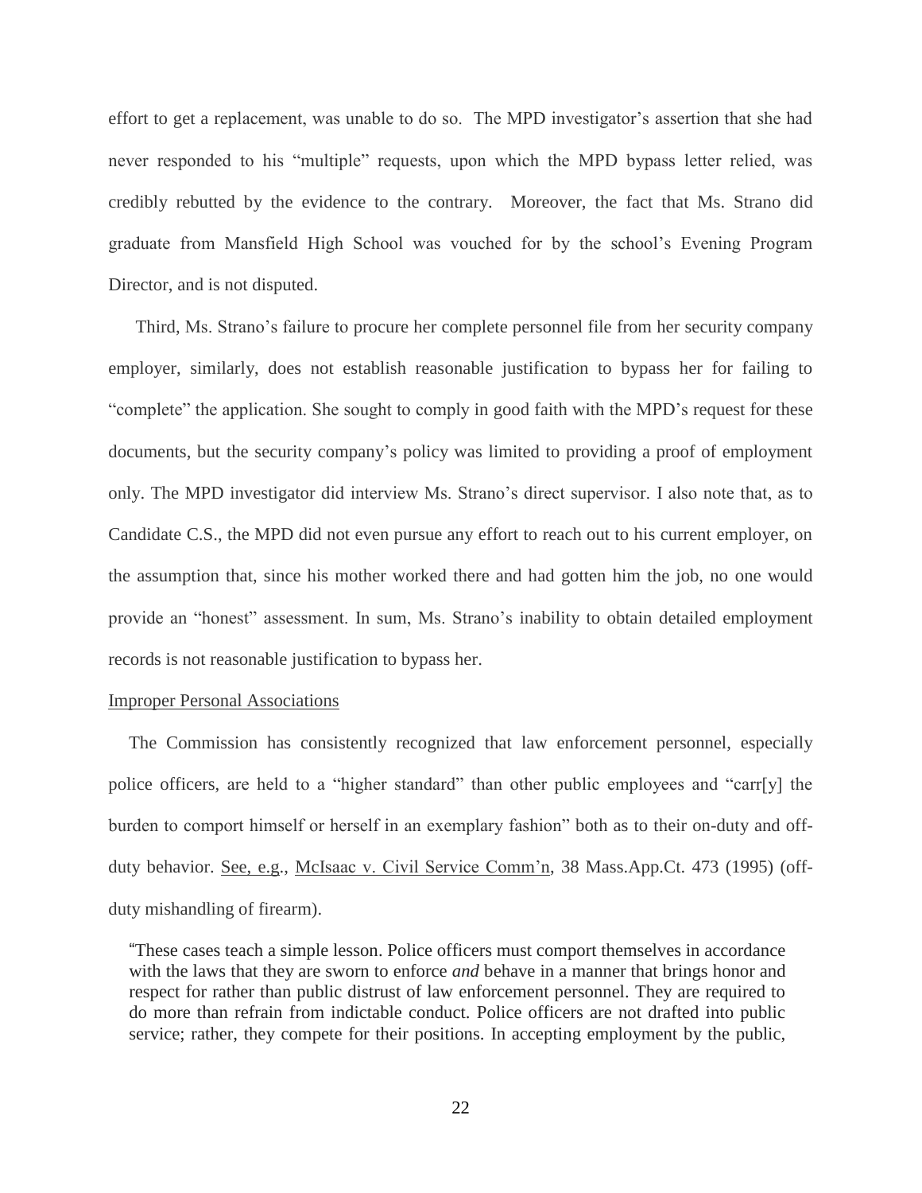effort to get a replacement, was unable to do so. The MPD investigator's assertion that she had never responded to his "multiple" requests, upon which the MPD bypass letter relied, was credibly rebutted by the evidence to the contrary. Moreover, the fact that Ms. Strano did graduate from Mansfield High School was vouched for by the school's Evening Program Director, and is not disputed.

Third, Ms. Strano's failure to procure her complete personnel file from her security company employer, similarly, does not establish reasonable justification to bypass her for failing to "complete" the application. She sought to comply in good faith with the MPD's request for these documents, but the security company's policy was limited to providing a proof of employment only. The MPD investigator did interview Ms. Strano's direct supervisor. I also note that, as to Candidate C.S., the MPD did not even pursue any effort to reach out to his current employer, on the assumption that, since his mother worked there and had gotten him the job, no one would provide an "honest" assessment. In sum, Ms. Strano's inability to obtain detailed employment records is not reasonable justification to bypass her.

<u>Improper Personal Associations</u>

The Commission has consistently recognized that law enforcement personnel, especially police officers, are held to a "higher standard" than other public employees and "carr[y] the burden to comport himself or herself in an exemplary fashion" both as to their on-duty and off-duty behavior. <u>See, e.g.</u>, <u>McIsaac v. Civil Service Comm'n</u>, 38 Mass.App.Ct. 473 (1995) (off-duty mishandling of firearm).

> "These cases teach a simple lesson. Police officers must comport themselves in accordance with the laws that they are sworn to enforce *and* behave in a manner that brings honor and respect for rather than public distrust of law enforcement personnel. They are required to do more than refrain from indictable conduct. Police officers are not drafted into public service; rather, they compete for their positions. In accepting employment by the public,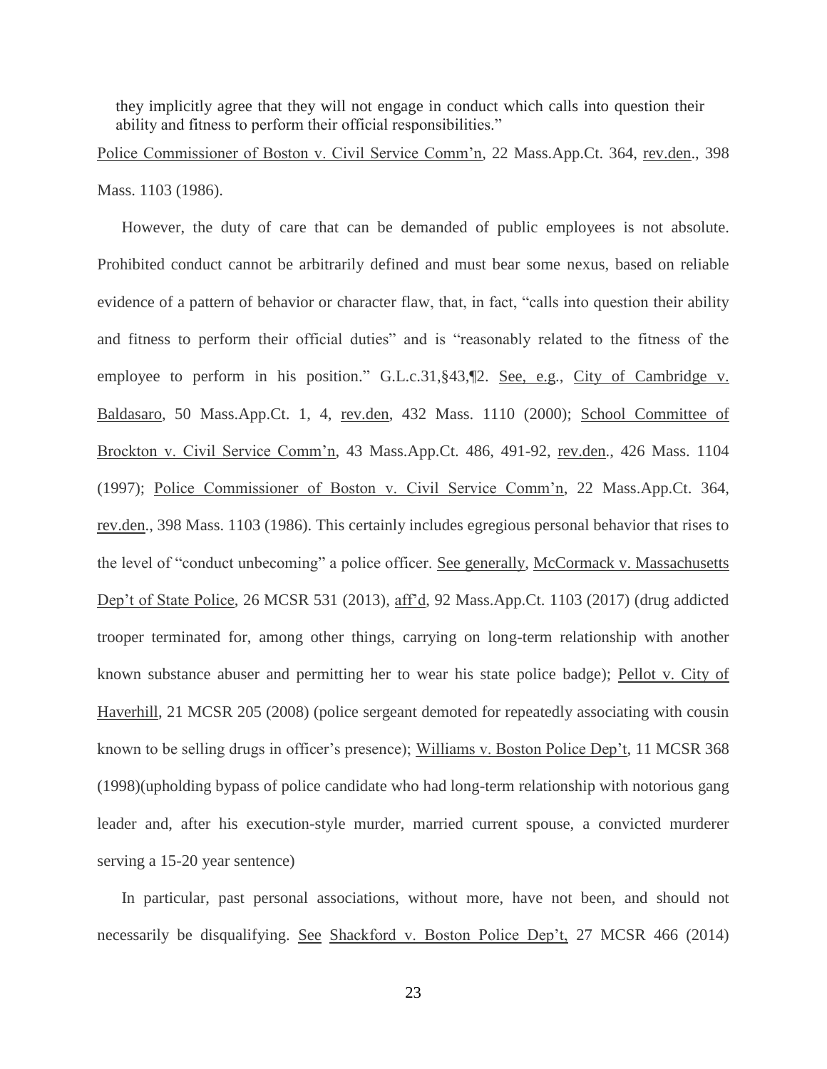> they implicitly agree that they will not engage in conduct which calls into question their ability and fitness to perform their official responsibilities."

Police Commissioner of Boston v. Civil Service Comm'n, 22 Mass.App.Ct. 364, rev.den., 398 Mass. 1103 (1986).

However, the duty of care that can be demanded of public employees is not absolute. Prohibited conduct cannot be arbitrarily defined and must bear some nexus, based on reliable evidence of a pattern of behavior or character flaw, that, in fact, "calls into question their ability and fitness to perform their official duties" and is "reasonably related to the fitness of the employee to perform in his position." G.L.c.31,§43,¶2. See, e.g., City of Cambridge v. Baldasaro, 50 Mass.App.Ct. 1, 4, rev.den, 432 Mass. 1110 (2000); School Committee of Brockton v. Civil Service Comm'n, 43 Mass.App.Ct. 486, 491-92, rev.den., 426 Mass. 1104 (1997); Police Commissioner of Boston v. Civil Service Comm'n, 22 Mass.App.Ct. 364, rev.den., 398 Mass. 1103 (1986). This certainly includes egregious personal behavior that rises to the level of "conduct unbecoming" a police officer. See generally, McCormack v. Massachusetts Dep't of State Police, 26 MCSR 531 (2013), aff'd, 92 Mass.App.Ct. 1103 (2017) (drug addicted trooper terminated for, among other things, carrying on long-term relationship with another known substance abuser and permitting her to wear his state police badge); Pellot v. City of Haverhill, 21 MCSR 205 (2008) (police sergeant demoted for repeatedly associating with cousin known to be selling drugs in officer's presence); Williams v. Boston Police Dep't, 11 MCSR 368 (1998)(upholding bypass of police candidate who had long-term relationship with notorious gang leader and, after his execution-style murder, married current spouse, a convicted murderer serving a 15-20 year sentence)

In particular, past personal associations, without more, have not been, and should not necessarily be disqualifying. See Shackford v. Boston Police Dep't, 27 MCSR 466 (2014)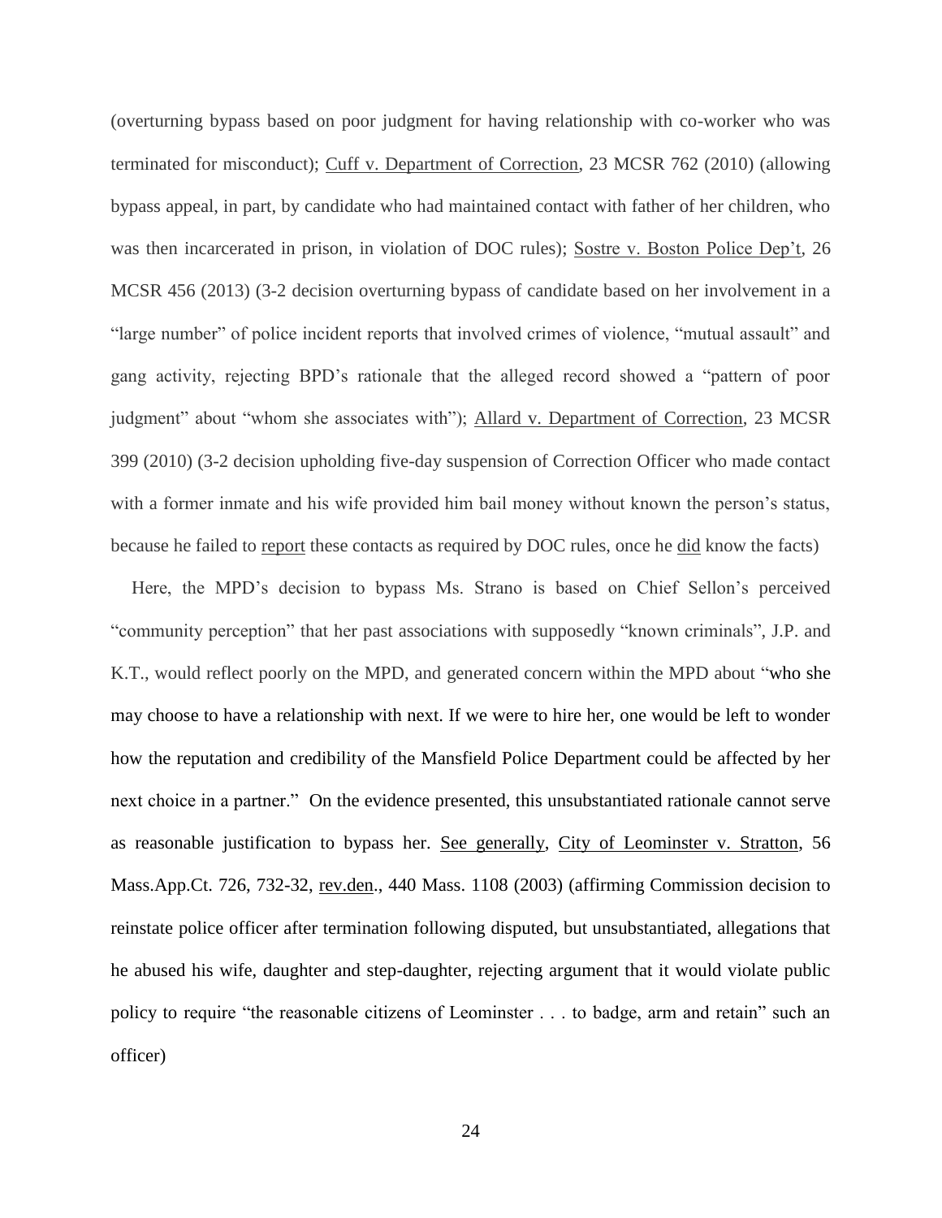(overturning bypass based on poor judgment for having relationship with co-worker who was terminated for misconduct); Cuff v. Department of Correction, 23 MCSR 762 (2010) (allowing bypass appeal, in part, by candidate who had maintained contact with father of her children, who was then incarcerated in prison, in violation of DOC rules); Sostre v. Boston Police Dep't, 26 MCSR 456 (2013) (3-2 decision overturning bypass of candidate based on her involvement in a "large number" of police incident reports that involved crimes of violence, "mutual assault" and gang activity, rejecting BPD's rationale that the alleged record showed a "pattern of poor judgment" about "whom she associates with"); Allard v. Department of Correction, 23 MCSR 399 (2010) (3-2 decision upholding five-day suspension of Correction Officer who made contact with a former inmate and his wife provided him bail money without known the person's status, because he failed to report these contacts as required by DOC rules, once he did know the facts)

Here, the MPD's decision to bypass Ms. Strano is based on Chief Sellon's perceived "community perception" that her past associations with supposedly "known criminals", J.P. and K.T., would reflect poorly on the MPD, and generated concern within the MPD about "who she may choose to have a relationship with next. If we were to hire her, one would be left to wonder how the reputation and credibility of the Mansfield Police Department could be affected by her next choice in a partner." On the evidence presented, this unsubstantiated rationale cannot serve as reasonable justification to bypass her. See generally, City of Leominster v. Stratton, 56 Mass.App.Ct. 726, 732-32, rev.den., 440 Mass. 1108 (2003) (affirming Commission decision to reinstate police officer after termination following disputed, but unsubstantiated, allegations that he abused his wife, daughter and step-daughter, rejecting argument that it would violate public policy to require "the reasonable citizens of Leominster . . . to badge, arm and retain" such an officer)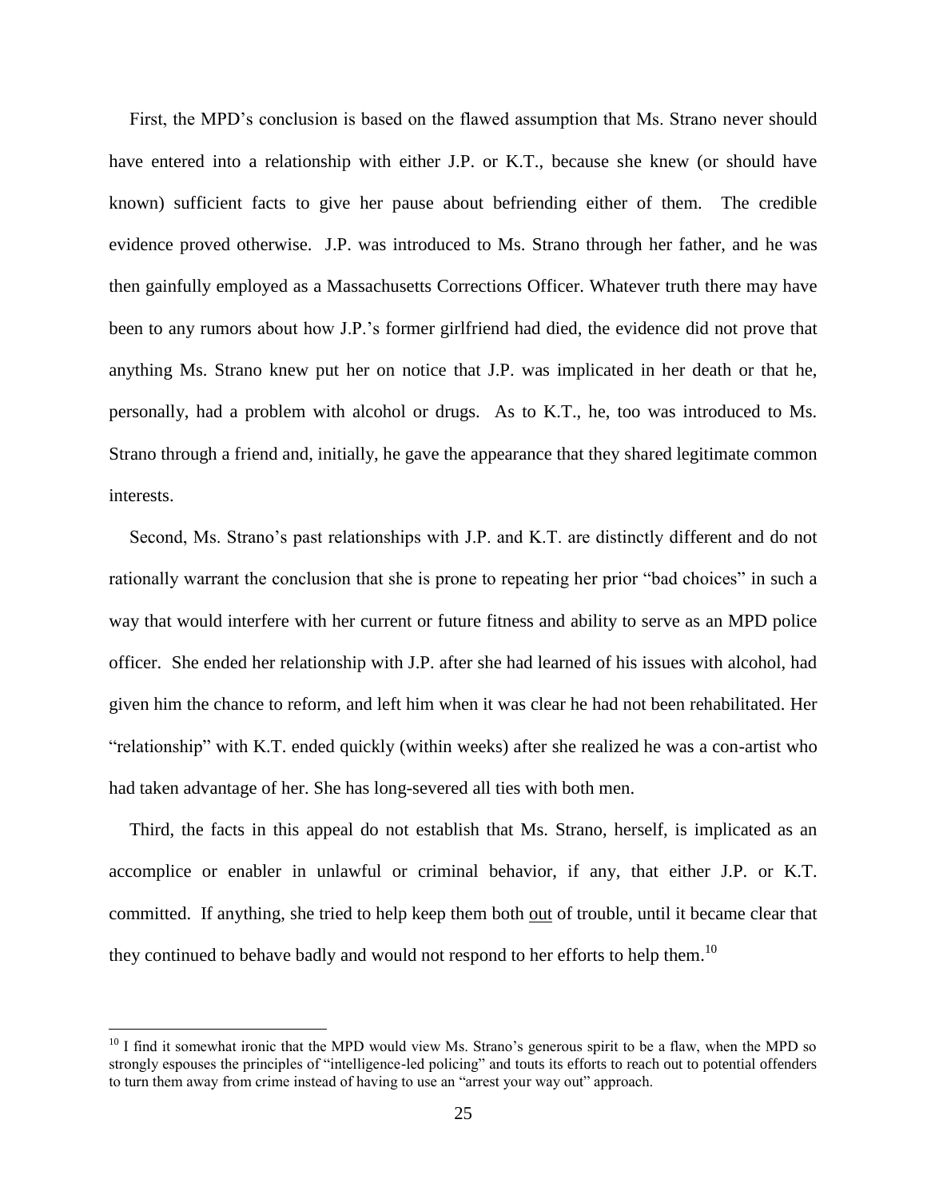First, the MPD's conclusion is based on the flawed assumption that Ms. Strano never should have entered into a relationship with either J.P. or K.T., because she knew (or should have known) sufficient facts to give her pause about befriending either of them. The credible evidence proved otherwise. J.P. was introduced to Ms. Strano through her father, and he was then gainfully employed as a Massachusetts Corrections Officer. Whatever truth there may have been to any rumors about how J.P.'s former girlfriend had died, the evidence did not prove that anything Ms. Strano knew put her on notice that J.P. was implicated in her death or that he, personally, had a problem with alcohol or drugs. As to K.T., he, too was introduced to Ms. Strano through a friend and, initially, he gave the appearance that they shared legitimate common interests.

Second, Ms. Strano's past relationships with J.P. and K.T. are distinctly different and do not rationally warrant the conclusion that she is prone to repeating her prior "bad choices" in such a way that would interfere with her current or future fitness and ability to serve as an MPD police officer. She ended her relationship with J.P. after she had learned of his issues with alcohol, had given him the chance to reform, and left him when it was clear he had not been rehabilitated. Her "relationship" with K.T. ended quickly (within weeks) after she realized he was a con-artist who had taken advantage of her. She has long-severed all ties with both men.

Third, the facts in this appeal do not establish that Ms. Strano, herself, is implicated as an accomplice or enabler in unlawful or criminal behavior, if any, that either J.P. or K.T. committed. If anything, she tried to help keep them both <u>out</u> of trouble, until it became clear that they continued to behave badly and would not respond to her efforts to help them.[10]

---

[10] I find it somewhat ironic that the MPD would view Ms. Strano's generous spirit to be a flaw, when the MPD so strongly espouses the principles of "intelligence-led policing" and touts its efforts to reach out to potential offenders to turn them away from crime instead of having to use an "arrest your way out" approach.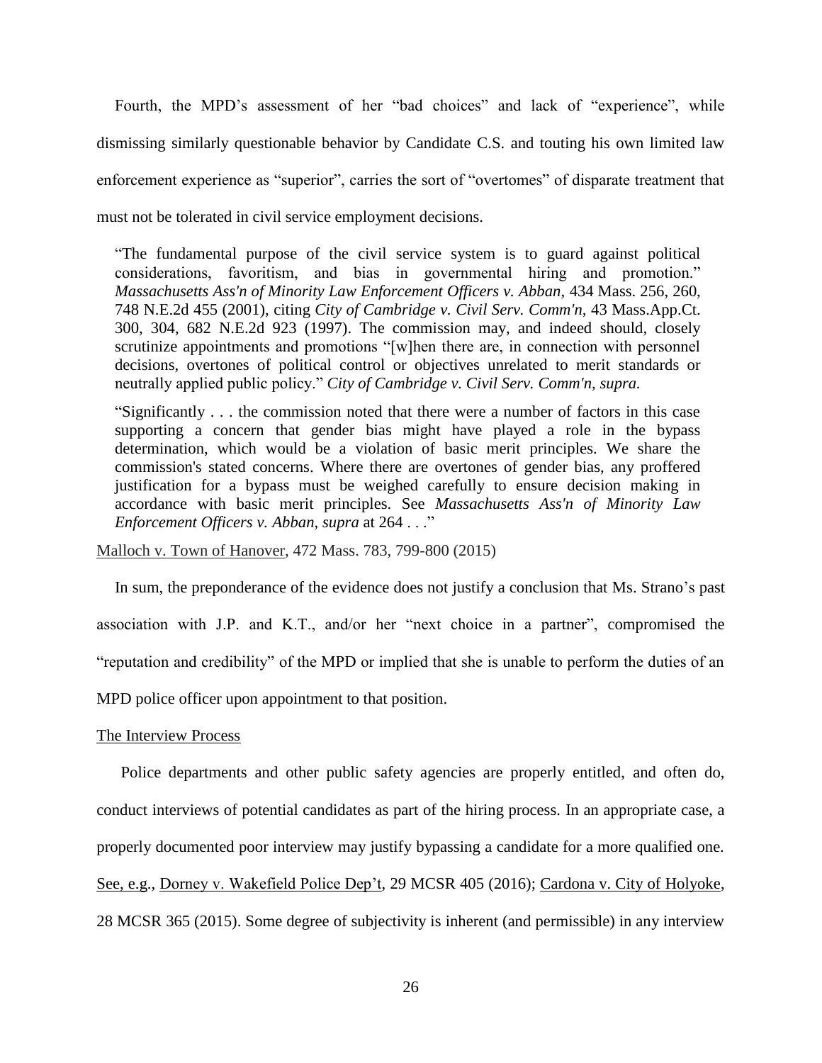Fourth, the MPD's assessment of her "bad choices" and lack of "experience", while dismissing similarly questionable behavior by Candidate C.S. and touting his own limited law enforcement experience as "superior", carries the sort of "overtomes" of disparate treatment that must not be tolerated in civil service employment decisions.

> "The fundamental purpose of the civil service system is to guard against political considerations, favoritism, and bias in governmental hiring and promotion." *Massachusetts Ass'n of Minority Law Enforcement Officers v. Abban*, 434 Mass. 256, 260, 748 N.E.2d 455 (2001), citing *City of Cambridge v. Civil Serv. Comm'n*, 43 Mass.App.Ct. 300, 304, 682 N.E.2d 923 (1997). The commission may, and indeed should, closely scrutinize appointments and promotions "[w]hen there are, in connection with personnel decisions, overtones of political control or objectives unrelated to merit standards or neutrally applied public policy." *City of Cambridge v. Civil Serv. Comm'n, supra.*
>
> "Significantly . . . the commission noted that there were a number of factors in this case supporting a concern that gender bias might have played a role in the bypass determination, which would be a violation of basic merit principles. We share the commission's stated concerns. Where there are overtones of gender bias, any proffered justification for a bypass must be weighed carefully to ensure decision making in accordance with basic merit principles. See *Massachusetts Ass'n of Minority Law Enforcement Officers v. Abban, supra* at 264 . . ."

Malloch v. Town of Hanover, 472 Mass. 783, 799-800 (2015)

In sum, the preponderance of the evidence does not justify a conclusion that Ms. Strano's past association with J.P. and K.T., and/or her "next choice in a partner", compromised the "reputation and credibility" of the MPD or implied that she is unable to perform the duties of an MPD police officer upon appointment to that position.

The Interview Process

Police departments and other public safety agencies are properly entitled, and often do, conduct interviews of potential candidates as part of the hiring process. In an appropriate case, a properly documented poor interview may justify bypassing a candidate for a more qualified one. See, e.g., Dorney v. Wakefield Police Dep't, 29 MCSR 405 (2016); Cardona v. City of Holyoke, 28 MCSR 365 (2015). Some degree of subjectivity is inherent (and permissible) in any interview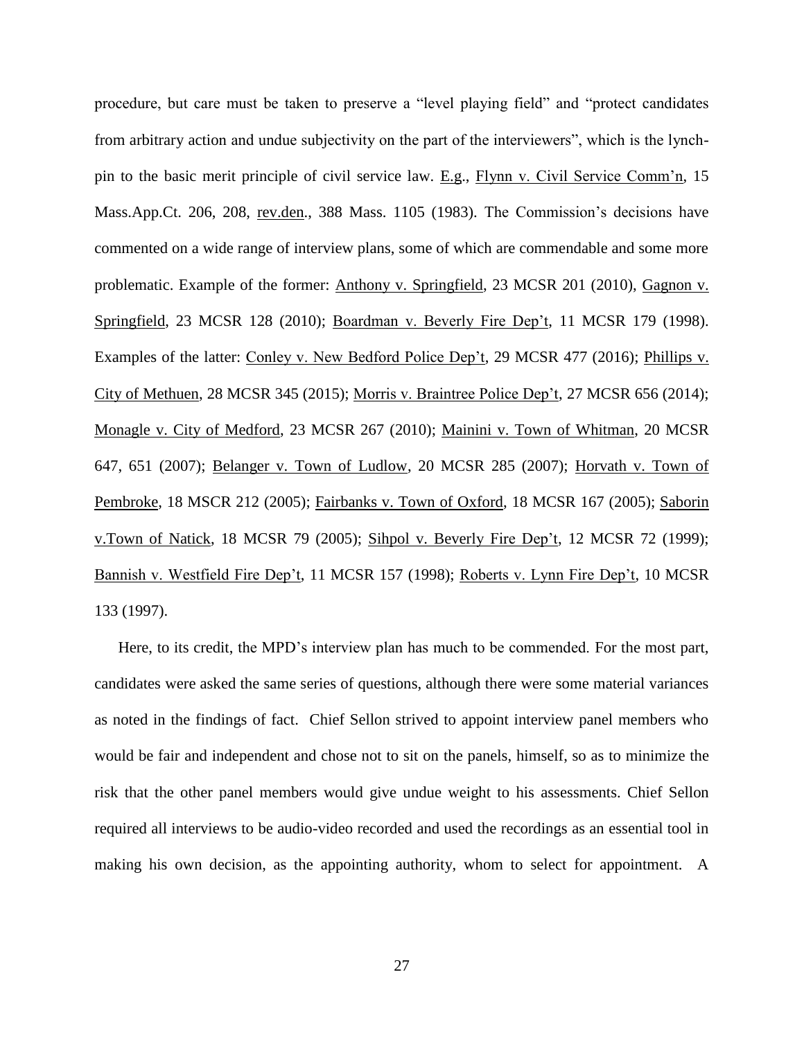procedure, but care must be taken to preserve a "level playing field" and "protect candidates from arbitrary action and undue subjectivity on the part of the interviewers", which is the lynch-pin to the basic merit principle of civil service law. E.g., Flynn v. Civil Service Comm'n, 15 Mass.App.Ct. 206, 208, rev.den., 388 Mass. 1105 (1983). The Commission's decisions have commented on a wide range of interview plans, some of which are commendable and some more problematic. Example of the former: Anthony v. Springfield, 23 MCSR 201 (2010), Gagnon v. Springfield, 23 MCSR 128 (2010); Boardman v. Beverly Fire Dep't, 11 MCSR 179 (1998). Examples of the latter: Conley v. New Bedford Police Dep't, 29 MCSR 477 (2016); Phillips v. City of Methuen, 28 MCSR 345 (2015); Morris v. Braintree Police Dep't, 27 MCSR 656 (2014); Monagle v. City of Medford, 23 MCSR 267 (2010); Mainini v. Town of Whitman, 20 MCSR 647, 651 (2007); Belanger v. Town of Ludlow, 20 MCSR 285 (2007); Horvath v. Town of Pembroke, 18 MSCR 212 (2005); Fairbanks v. Town of Oxford, 18 MCSR 167 (2005); Saborin v.Town of Natick, 18 MCSR 79 (2005); Sihpol v. Beverly Fire Dep't, 12 MCSR 72 (1999); Bannish v. Westfield Fire Dep't, 11 MCSR 157 (1998); Roberts v. Lynn Fire Dep't, 10 MCSR 133 (1997).

Here, to its credit, the MPD's interview plan has much to be commended. For the most part, candidates were asked the same series of questions, although there were some material variances as noted in the findings of fact. Chief Sellon strived to appoint interview panel members who would be fair and independent and chose not to sit on the panels, himself, so as to minimize the risk that the other panel members would give undue weight to his assessments. Chief Sellon required all interviews to be audio-video recorded and used the recordings as an essential tool in making his own decision, as the appointing authority, whom to select for appointment. A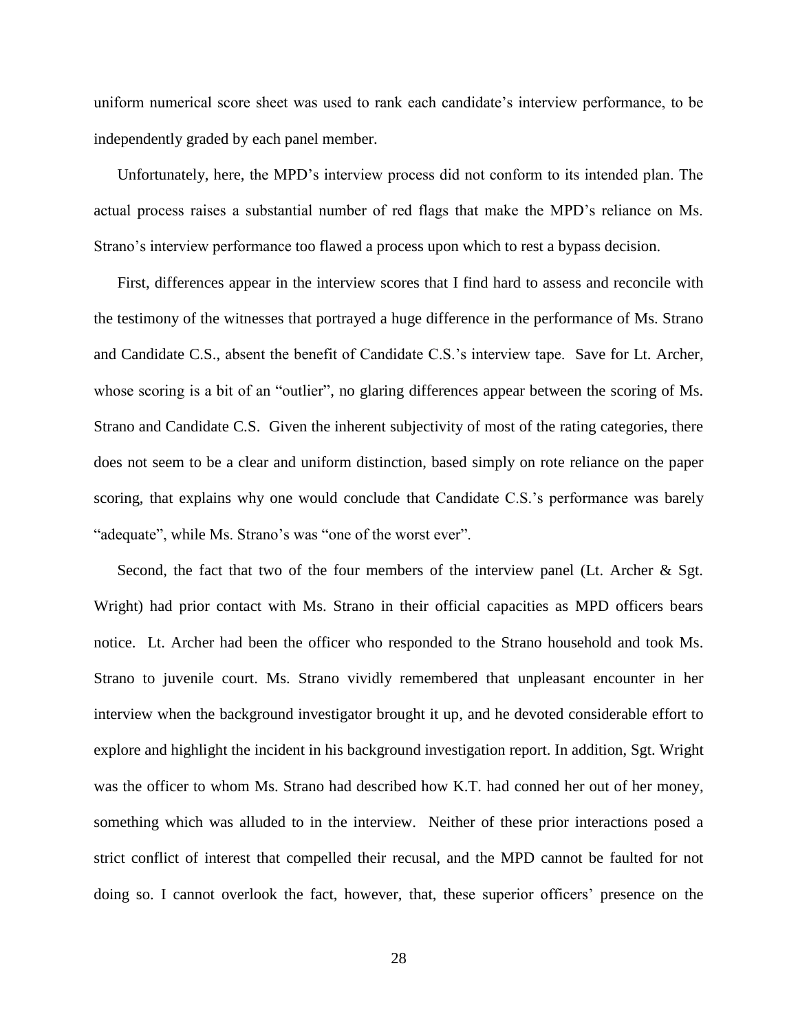uniform numerical score sheet was used to rank each candidate's interview performance, to be independently graded by each panel member.

Unfortunately, here, the MPD's interview process did not conform to its intended plan. The actual process raises a substantial number of red flags that make the MPD's reliance on Ms. Strano's interview performance too flawed a process upon which to rest a bypass decision.

First, differences appear in the interview scores that I find hard to assess and reconcile with the testimony of the witnesses that portrayed a huge difference in the performance of Ms. Strano and Candidate C.S., absent the benefit of Candidate C.S.'s interview tape. Save for Lt. Archer, whose scoring is a bit of an "outlier", no glaring differences appear between the scoring of Ms. Strano and Candidate C.S. Given the inherent subjectivity of most of the rating categories, there does not seem to be a clear and uniform distinction, based simply on rote reliance on the paper scoring, that explains why one would conclude that Candidate C.S.'s performance was barely "adequate", while Ms. Strano's was "one of the worst ever".

Second, the fact that two of the four members of the interview panel (Lt. Archer & Sgt. Wright) had prior contact with Ms. Strano in their official capacities as MPD officers bears notice. Lt. Archer had been the officer who responded to the Strano household and took Ms. Strano to juvenile court. Ms. Strano vividly remembered that unpleasant encounter in her interview when the background investigator brought it up, and he devoted considerable effort to explore and highlight the incident in his background investigation report. In addition, Sgt. Wright was the officer to whom Ms. Strano had described how K.T. had conned her out of her money, something which was alluded to in the interview. Neither of these prior interactions posed a strict conflict of interest that compelled their recusal, and the MPD cannot be faulted for not doing so. I cannot overlook the fact, however, that, these superior officers' presence on the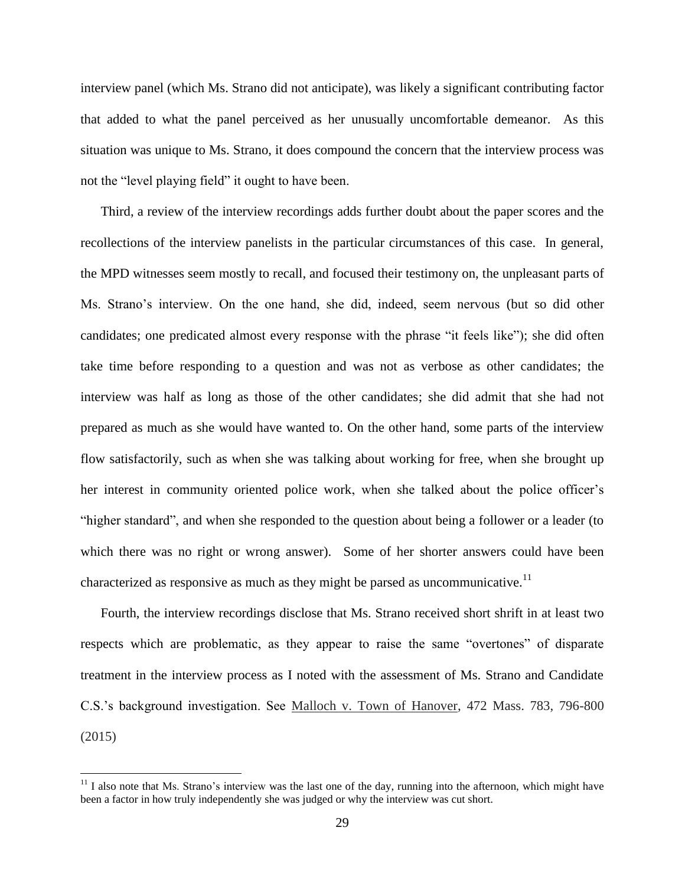interview panel (which Ms. Strano did not anticipate), was likely a significant contributing factor that added to what the panel perceived as her unusually uncomfortable demeanor. As this situation was unique to Ms. Strano, it does compound the concern that the interview process was not the "level playing field" it ought to have been.

Third, a review of the interview recordings adds further doubt about the paper scores and the recollections of the interview panelists in the particular circumstances of this case. In general, the MPD witnesses seem mostly to recall, and focused their testimony on, the unpleasant parts of Ms. Strano's interview. On the one hand, she did, indeed, seem nervous (but so did other candidates; one predicated almost every response with the phrase "it feels like"); she did often take time before responding to a question and was not as verbose as other candidates; the interview was half as long as those of the other candidates; she did admit that she had not prepared as much as she would have wanted to. On the other hand, some parts of the interview flow satisfactorily, such as when she was talking about working for free, when she brought up her interest in community oriented police work, when she talked about the police officer's "higher standard", and when she responded to the question about being a follower or a leader (to which there was no right or wrong answer). Some of her shorter answers could have been characterized as responsive as much as they might be parsed as uncommunicative.[11]

Fourth, the interview recordings disclose that Ms. Strano received short shrift in at least two respects which are problematic, as they appear to raise the same "overtones" of disparate treatment in the interview process as I noted with the assessment of Ms. Strano and Candidate C.S.'s background investigation. See Malloch v. Town of Hanover, 472 Mass. 783, 796-800 (2015)

---

[11] I also note that Ms. Strano's interview was the last one of the day, running into the afternoon, which might have been a factor in how truly independently she was judged or why the interview was cut short.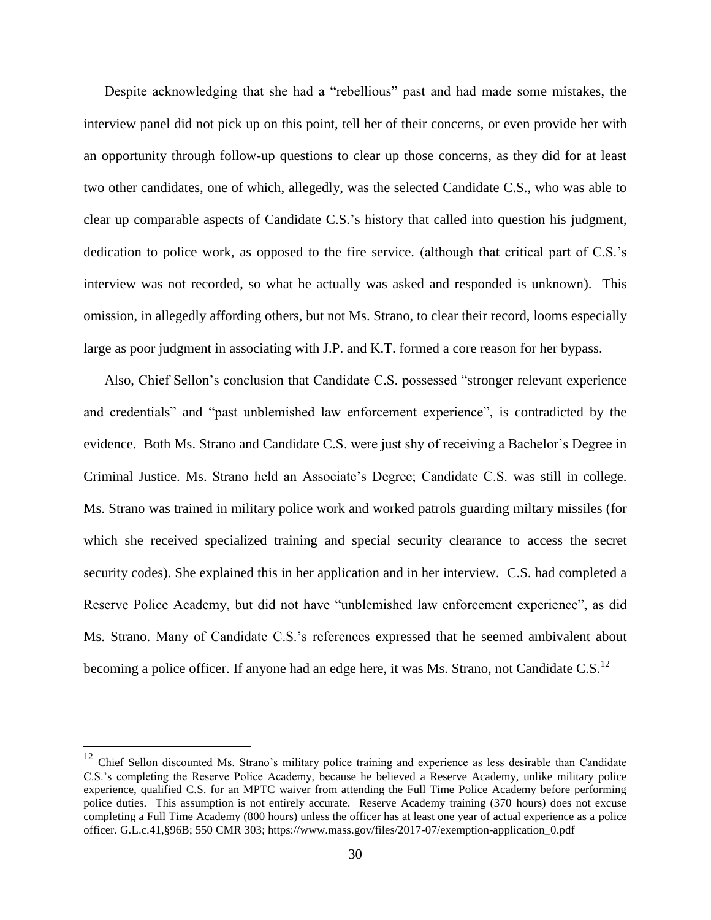Despite acknowledging that she had a "rebellious" past and had made some mistakes, the interview panel did not pick up on this point, tell her of their concerns, or even provide her with an opportunity through follow-up questions to clear up those concerns, as they did for at least two other candidates, one of which, allegedly, was the selected Candidate C.S., who was able to clear up comparable aspects of Candidate C.S.'s history that called into question his judgment, dedication to police work, as opposed to the fire service. (although that critical part of C.S.'s interview was not recorded, so what he actually was asked and responded is unknown). This omission, in allegedly affording others, but not Ms. Strano, to clear their record, looms especially large as poor judgment in associating with J.P. and K.T. formed a core reason for her bypass.

Also, Chief Sellon's conclusion that Candidate C.S. possessed "stronger relevant experience and credentials" and "past unblemished law enforcement experience", is contradicted by the evidence. Both Ms. Strano and Candidate C.S. were just shy of receiving a Bachelor's Degree in Criminal Justice. Ms. Strano held an Associate's Degree; Candidate C.S. was still in college. Ms. Strano was trained in military police work and worked patrols guarding miltary missiles (for which she received specialized training and special security clearance to access the secret security codes). She explained this in her application and in her interview. C.S. had completed a Reserve Police Academy, but did not have "unblemished law enforcement experience", as did Ms. Strano. Many of Candidate C.S.'s references expressed that he seemed ambivalent about becoming a police officer. If anyone had an edge here, it was Ms. Strano, not Candidate C.S.[12]

---

[12] Chief Sellon discounted Ms. Strano's military police training and experience as less desirable than Candidate C.S.'s completing the Reserve Police Academy, because he believed a Reserve Academy, unlike military police experience, qualified C.S. for an MPTC waiver from attending the Full Time Police Academy before performing police duties. This assumption is not entirely accurate. Reserve Academy training (370 hours) does not excuse completing a Full Time Academy (800 hours) unless the officer has at least one year of actual experience as a police officer. G.L.c.41,§96B; 550 CMR 303; https://www.mass.gov/files/2017-07/exemption-application_0.pdf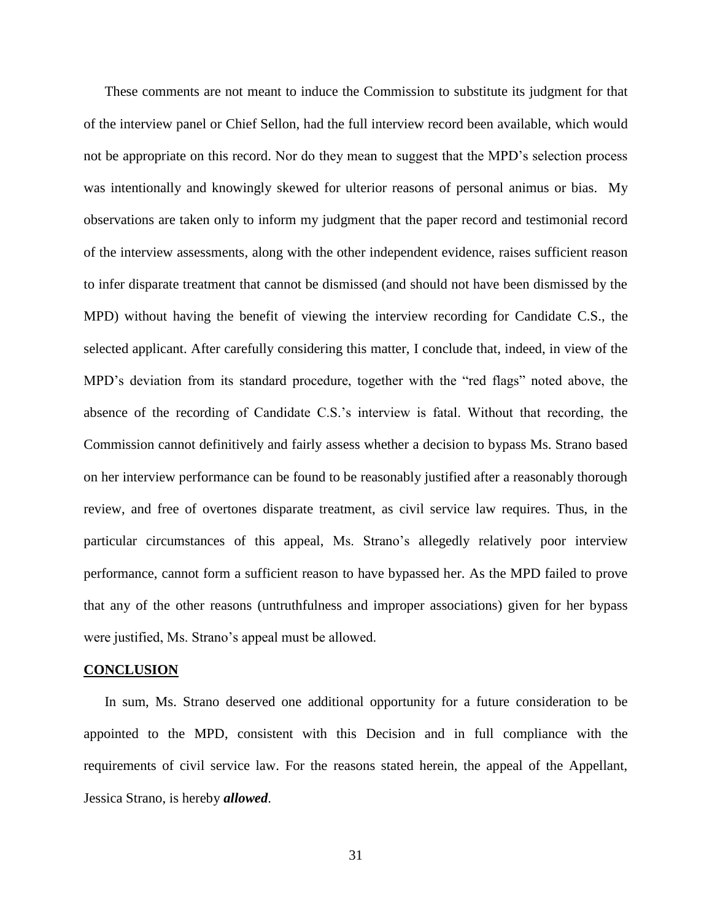These comments are not meant to induce the Commission to substitute its judgment for that of the interview panel or Chief Sellon, had the full interview record been available, which would not be appropriate on this record. Nor do they mean to suggest that the MPD's selection process was intentionally and knowingly skewed for ulterior reasons of personal animus or bias. My observations are taken only to inform my judgment that the paper record and testimonial record of the interview assessments, along with the other independent evidence, raises sufficient reason to infer disparate treatment that cannot be dismissed (and should not have been dismissed by the MPD) without having the benefit of viewing the interview recording for Candidate C.S., the selected applicant. After carefully considering this matter, I conclude that, indeed, in view of the MPD's deviation from its standard procedure, together with the "red flags" noted above, the absence of the recording of Candidate C.S.'s interview is fatal. Without that recording, the Commission cannot definitively and fairly assess whether a decision to bypass Ms. Strano based on her interview performance can be found to be reasonably justified after a reasonably thorough review, and free of overtones disparate treatment, as civil service law requires. Thus, in the particular circumstances of this appeal, Ms. Strano's allegedly relatively poor interview performance, cannot form a sufficient reason to have bypassed her. As the MPD failed to prove that any of the other reasons (untruthfulness and improper associations) given for her bypass were justified, Ms. Strano's appeal must be allowed.

## CONCLUSION

In sum, Ms. Strano deserved one additional opportunity for a future consideration to be appointed to the MPD, consistent with this Decision and in full compliance with the requirements of civil service law. For the reasons stated herein, the appeal of the Appellant, Jessica Strano, is hereby ***allowed***.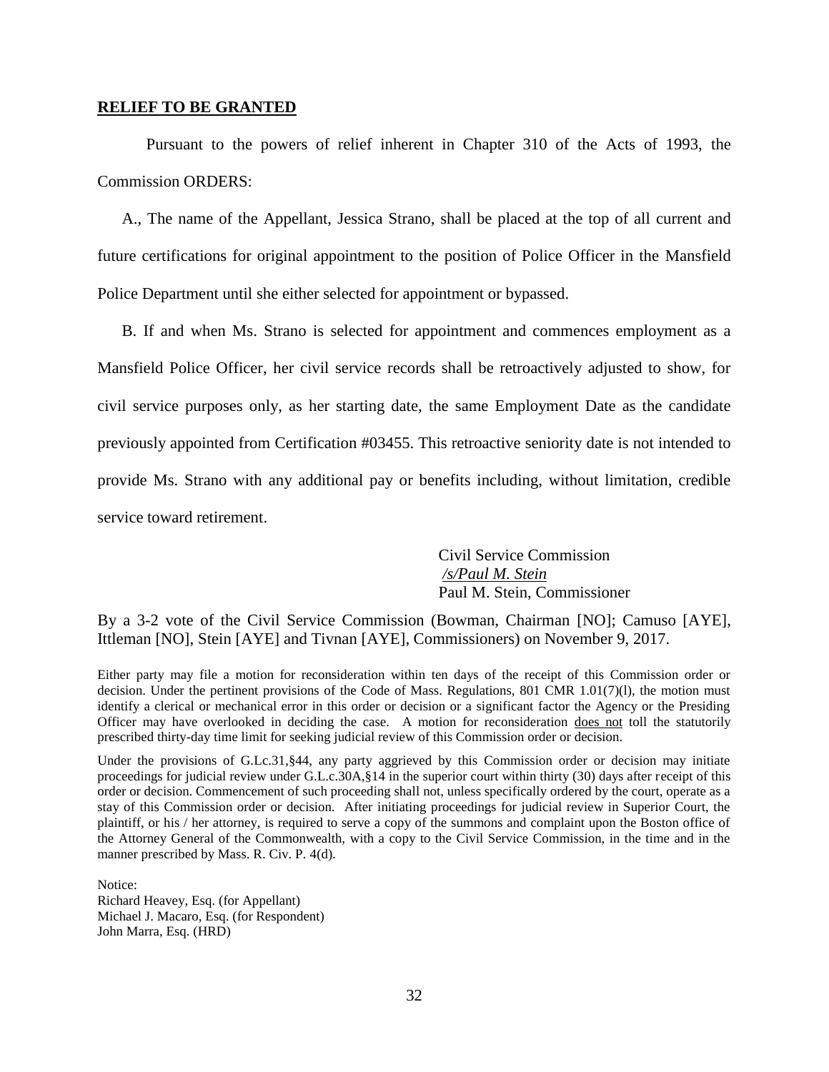**RELIEF TO BE GRANTED**

Pursuant to the powers of relief inherent in Chapter 310 of the Acts of 1993, the Commission ORDERS:

A., The name of the Appellant, Jessica Strano, shall be placed at the top of all current and future certifications for original appointment to the position of Police Officer in the Mansfield Police Department until she either selected for appointment or bypassed.

B. If and when Ms. Strano is selected for appointment and commences employment as a Mansfield Police Officer, her civil service records shall be retroactively adjusted to show, for civil service purposes only, as her starting date, the same Employment Date as the candidate previously appointed from Certification #03455. This retroactive seniority date is not intended to provide Ms. Strano with any additional pay or benefits including, without limitation, credible service toward retirement.

Civil Service Commission
*/s/Paul M. Stein*
Paul M. Stein, Commissioner

By a 3-2 vote of the Civil Service Commission (Bowman, Chairman [NO]; Camuso [AYE], Ittleman [NO], Stein [AYE] and Tivnan [AYE], Commissioners) on November 9, 2017.

Either party may file a motion for reconsideration within ten days of the receipt of this Commission order or decision. Under the pertinent provisions of the Code of Mass. Regulations, 801 CMR 1.01(7)(l), the motion must identify a clerical or mechanical error in this order or decision or a significant factor the Agency or the Presiding Officer may have overlooked in deciding the case. A motion for reconsideration does not toll the statutorily prescribed thirty-day time limit for seeking judicial review of this Commission order or decision.

Under the provisions of G.Lc.31,§44, any party aggrieved by this Commission order or decision may initiate proceedings for judicial review under G.L.c.30A,§14 in the superior court within thirty (30) days after receipt of this order or decision. Commencement of such proceeding shall not, unless specifically ordered by the court, operate as a stay of this Commission order or decision. After initiating proceedings for judicial review in Superior Court, the plaintiff, or his / her attorney, is required to serve a copy of the summons and complaint upon the Boston office of the Attorney General of the Commonwealth, with a copy to the Civil Service Commission, in the time and in the manner prescribed by Mass. R. Civ. P. 4(d).

Notice:
Richard Heavey, Esq. (for Appellant)
Michael J. Macaro, Esq. (for Respondent)
John Marra, Esq. (HRD)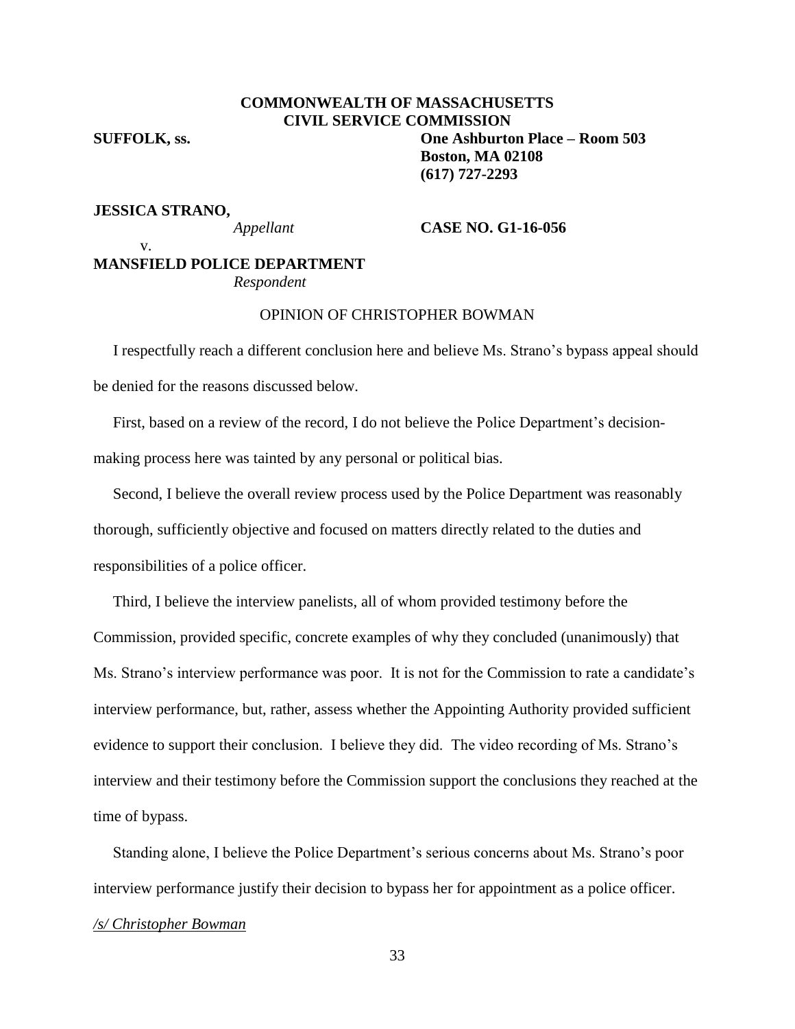**COMMONWEALTH OF MASSACHUSETTS**
**CIVIL SERVICE COMMISSION**

**SUFFOLK, ss.**

**One Ashburton Place – Room 503**
**Boston, MA 02108**
**(617) 727-2293**

**JESSICA STRANO,**
*Appellant*

v.

**MANSFIELD POLICE DEPARTMENT**
*Respondent*

**CASE NO. G1-16-056**

OPINION OF CHRISTOPHER BOWMAN

I respectfully reach a different conclusion here and believe Ms. Strano's bypass appeal should be denied for the reasons discussed below.

First, based on a review of the record, I do not believe the Police Department's decision-making process here was tainted by any personal or political bias.

Second, I believe the overall review process used by the Police Department was reasonably thorough, sufficiently objective and focused on matters directly related to the duties and responsibilities of a police officer.

Third, I believe the interview panelists, all of whom provided testimony before the Commission, provided specific, concrete examples of why they concluded (unanimously) that Ms. Strano's interview performance was poor. It is not for the Commission to rate a candidate's interview performance, but, rather, assess whether the Appointing Authority provided sufficient evidence to support their conclusion. I believe they did. The video recording of Ms. Strano's interview and their testimony before the Commission support the conclusions they reached at the time of bypass.

Standing alone, I believe the Police Department's serious concerns about Ms. Strano's poor interview performance justify their decision to bypass her for appointment as a police officer.

*/s/ Christopher Bowman*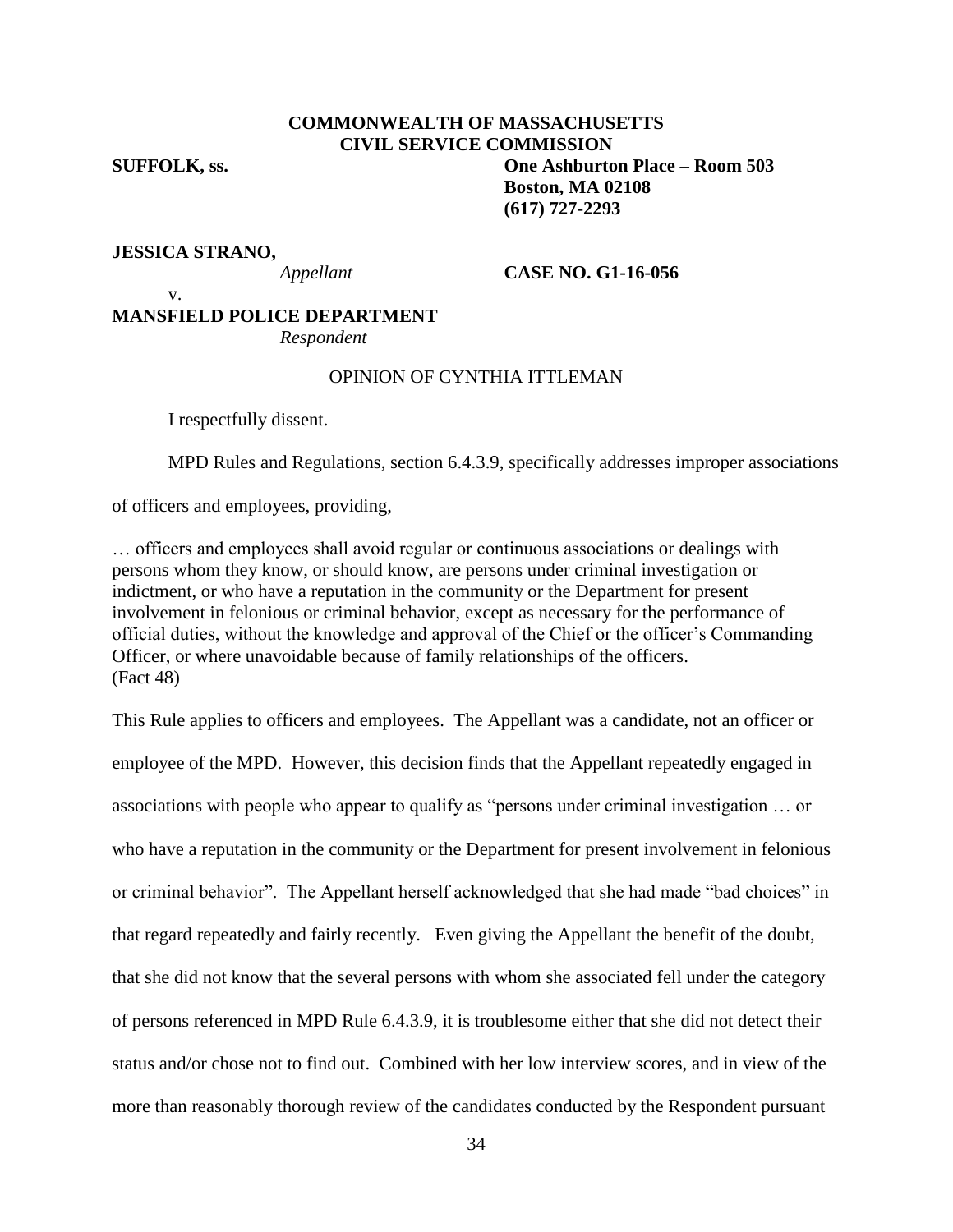**COMMONWEALTH OF MASSACHUSETTS**
**CIVIL SERVICE COMMISSION**

**SUFFOLK, ss.**

**One Ashburton Place – Room 503**
**Boston, MA 02108**
**(617) 727-2293**

**JESSICA STRANO,**
*Appellant*

**CASE NO. G1-16-056**

v.

**MANSFIELD POLICE DEPARTMENT**
*Respondent*

OPINION OF CYNTHIA ITTLEMAN

I respectfully dissent.

MPD Rules and Regulations, section 6.4.3.9, specifically addresses improper associations of officers and employees, providing,

… officers and employees shall avoid regular or continuous associations or dealings with persons whom they know, or should know, are persons under criminal investigation or indictment, or who have a reputation in the community or the Department for present involvement in felonious or criminal behavior, except as necessary for the performance of official duties, without the knowledge and approval of the Chief or the officer's Commanding Officer, or where unavoidable because of family relationships of the officers. (Fact 48)

This Rule applies to officers and employees. The Appellant was a candidate, not an officer or employee of the MPD. However, this decision finds that the Appellant repeatedly engaged in associations with people who appear to qualify as "persons under criminal investigation … or who have a reputation in the community or the Department for present involvement in felonious or criminal behavior". The Appellant herself acknowledged that she had made "bad choices" in that regard repeatedly and fairly recently. Even giving the Appellant the benefit of the doubt, that she did not know that the several persons with whom she associated fell under the category of persons referenced in MPD Rule 6.4.3.9, it is troublesome either that she did not detect their status and/or chose not to find out. Combined with her low interview scores, and in view of the more than reasonably thorough review of the candidates conducted by the Respondent pursuant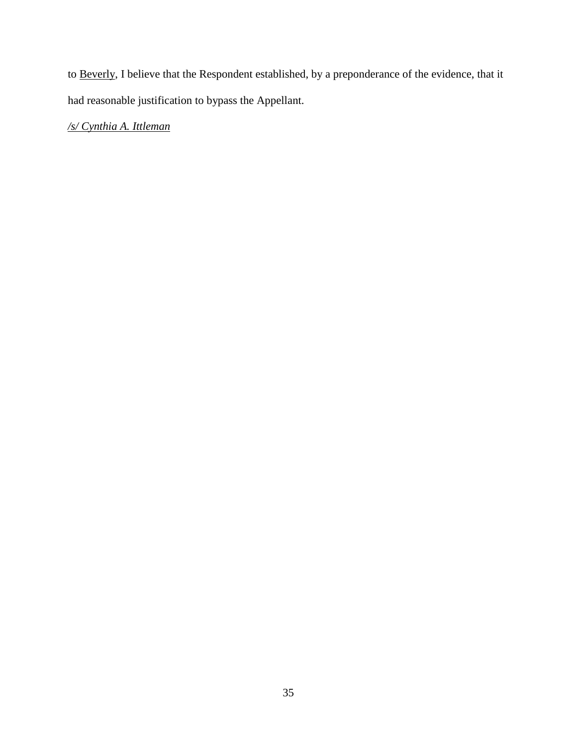to Beverly, I believe that the Respondent established, by a preponderance of the evidence, that it had reasonable justification to bypass the Appellant.

*/s/ Cynthia A. Ittleman*